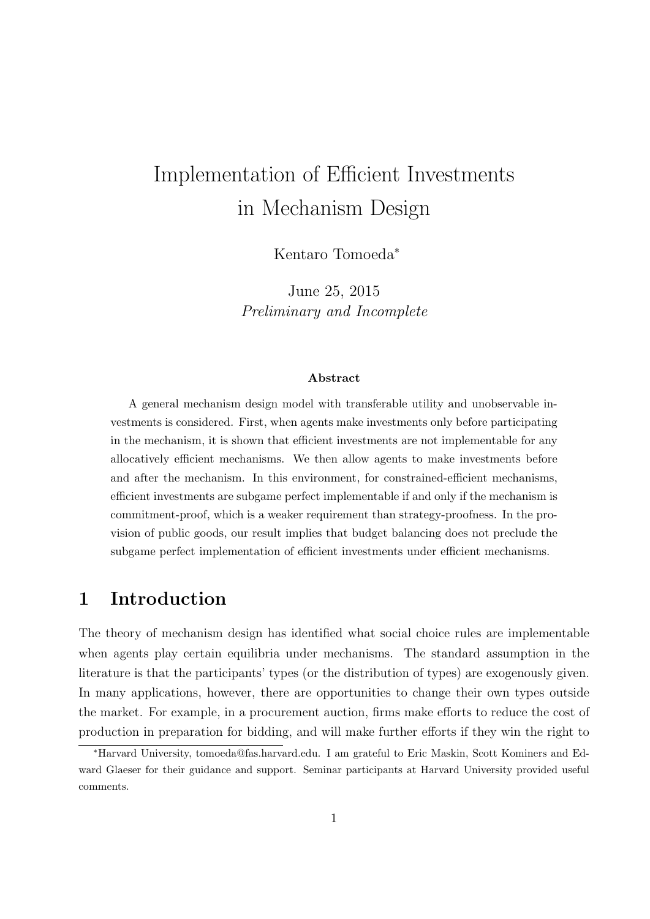# Implementation of Efficient Investments in Mechanism Design

Kentaro Tomoeda*

June 25, 2015

*Preliminary and Incomplete*

**Abstract**

A general mechanism design model with transferable utility and unobservable investments is considered. First, when agents make investments only before participating in the mechanism, it is shown that efficient investments are not implementable for any allocatively efficient mechanisms. We then allow agents to make investments before and after the mechanism. In this environment, for constrained-efficient mechanisms, efficient investments are subgame perfect implementable if and only if the mechanism is commitment-proof, which is a weaker requirement than strategy-proofness. In the provision of public goods, our result implies that budget balancing does not preclude the subgame perfect implementation of efficient investments under efficient mechanisms.

## 1 Introduction

The theory of mechanism design has identified what social choice rules are implementable when agents play certain equilibria under mechanisms. The standard assumption in the literature is that the participants' types (or the distribution of types) are exogenously given. In many applications, however, there are opportunities to change their own types outside the market. For example, in a procurement auction, firms make efforts to reduce the cost of production in preparation for bidding, and will make further efforts if they win the right to

*Harvard University, tomoeda@fas.harvard.edu. I am grateful to Eric Maskin, Scott Kominers and Edward Glaeser for their guidance and support. Seminar participants at Harvard University provided useful comments.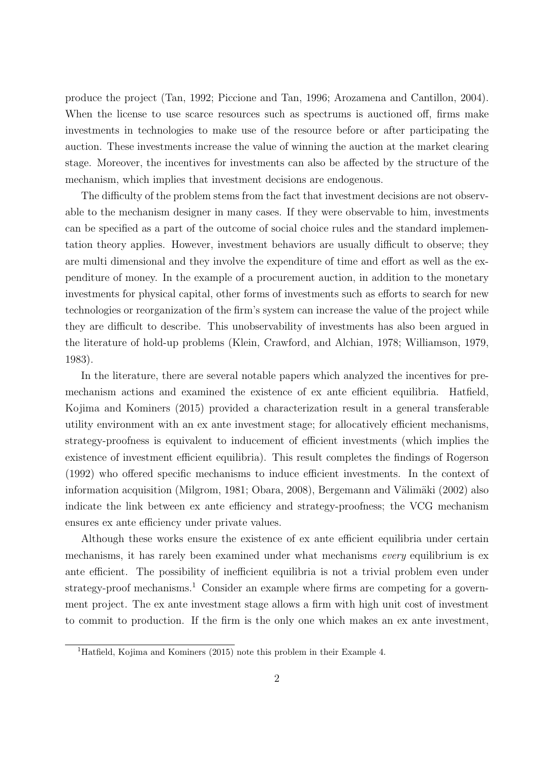produce the project (Tan, 1992; Piccione and Tan, 1996; Arozamena and Cantillon, 2004). When the license to use scarce resources such as spectrums is auctioned off, firms make investments in technologies to make use of the resource before or after participating the auction. These investments increase the value of winning the auction at the market clearing stage. Moreover, the incentives for investments can also be affected by the structure of the mechanism, which implies that investment decisions are endogenous.

The difficulty of the problem stems from the fact that investment decisions are not observable to the mechanism designer in many cases. If they were observable to him, investments can be specified as a part of the outcome of social choice rules and the standard implementation theory applies. However, investment behaviors are usually difficult to observe; they are multi dimensional and they involve the expenditure of time and effort as well as the expenditure of money. In the example of a procurement auction, in addition to the monetary investments for physical capital, other forms of investments such as efforts to search for new technologies or reorganization of the firm's system can increase the value of the project while they are difficult to describe. This unobservability of investments has also been argued in the literature of hold-up problems (Klein, Crawford, and Alchian, 1978; Williamson, 1979, 1983).

In the literature, there are several notable papers which analyzed the incentives for pre-mechanism actions and examined the existence of ex ante efficient equilibria. Hatfield, Kojima and Kominers (2015) provided a characterization result in a general transferable utility environment with an ex ante investment stage; for allocatively efficient mechanisms, strategy-proofness is equivalent to inducement of efficient investments (which implies the existence of investment efficient equilibria). This result completes the findings of Rogerson (1992) who offered specific mechanisms to induce efficient investments. In the context of information acquisition (Milgrom, 1981; Obara, 2008), Bergemann and Välimäki (2002) also indicate the link between ex ante efficiency and strategy-proofness; the VCG mechanism ensures ex ante efficiency under private values.

Although these works ensure the existence of ex ante efficient equilibria under certain mechanisms, it has rarely been examined under what mechanisms *every* equilibrium is ex ante efficient. The possibility of inefficient equilibria is not a trivial problem even under strategy-proof mechanisms.[1] Consider an example where firms are competing for a government project. The ex ante investment stage allows a firm with high unit cost of investment to commit to production. If the firm is the only one which makes an ex ante investment,

[1] Hatfield, Kojima and Kominers (2015) note this problem in their Example 4.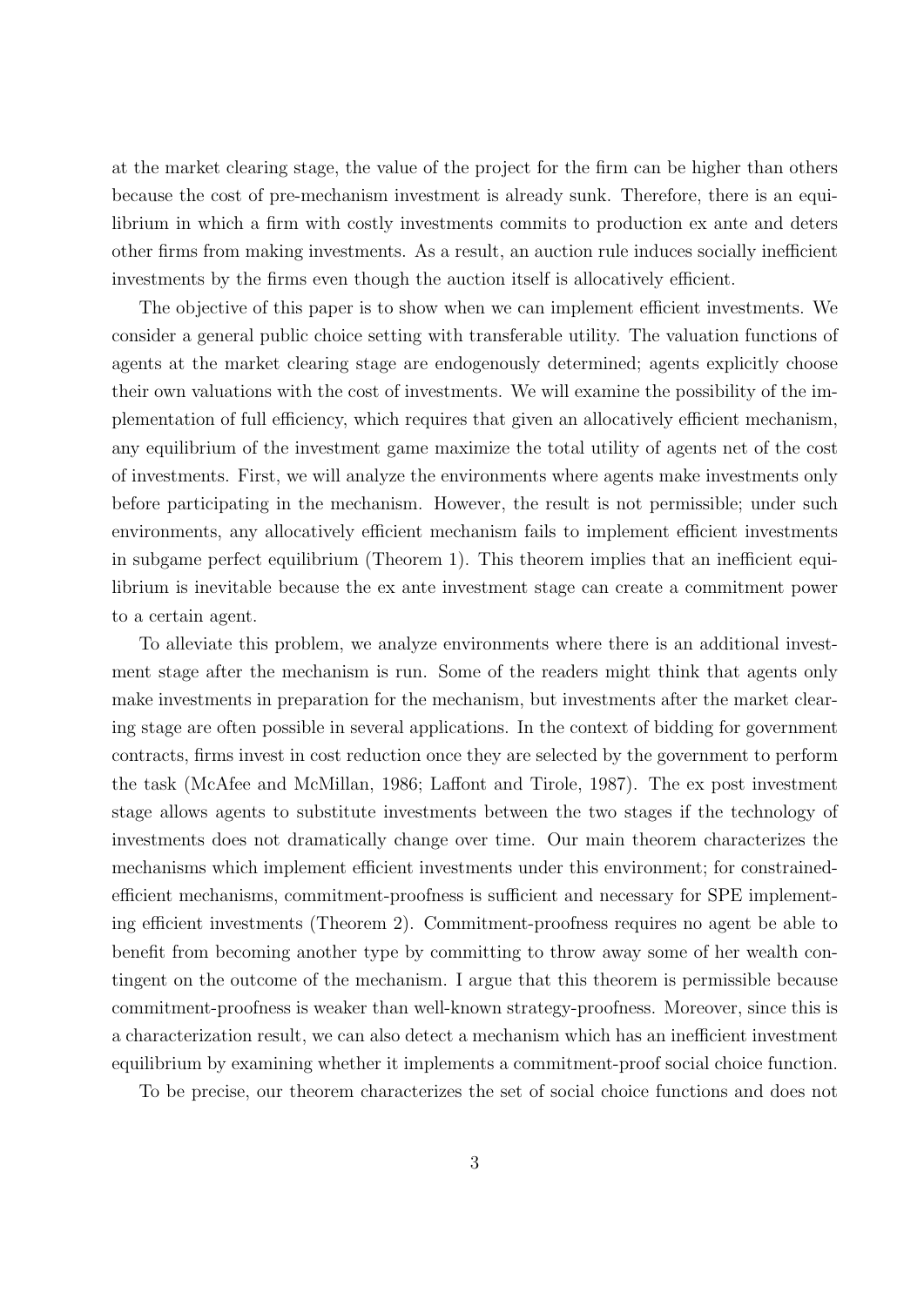at the market clearing stage, the value of the project for the firm can be higher than others because the cost of pre-mechanism investment is already sunk. Therefore, there is an equilibrium in which a firm with costly investments commits to production ex ante and deters other firms from making investments. As a result, an auction rule induces socially inefficient investments by the firms even though the auction itself is allocatively efficient.

The objective of this paper is to show when we can implement efficient investments. We consider a general public choice setting with transferable utility. The valuation functions of agents at the market clearing stage are endogenously determined; agents explicitly choose their own valuations with the cost of investments. We will examine the possibility of the implementation of full efficiency, which requires that given an allocatively efficient mechanism, any equilibrium of the investment game maximize the total utility of agents net of the cost of investments. First, we will analyze the environments where agents make investments only before participating in the mechanism. However, the result is not permissible; under such environments, any allocatively efficient mechanism fails to implement efficient investments in subgame perfect equilibrium (Theorem 1). This theorem implies that an inefficient equilibrium is inevitable because the ex ante investment stage can create a commitment power to a certain agent.

To alleviate this problem, we analyze environments where there is an additional investment stage after the mechanism is run. Some of the readers might think that agents only make investments in preparation for the mechanism, but investments after the market clearing stage are often possible in several applications. In the context of bidding for government contracts, firms invest in cost reduction once they are selected by the government to perform the task (McAfee and McMillan, 1986; Laffont and Tirole, 1987). The ex post investment stage allows agents to substitute investments between the two stages if the technology of investments does not dramatically change over time. Our main theorem characterizes the mechanisms which implement efficient investments under this environment; for constrained-efficient mechanisms, commitment-proofness is sufficient and necessary for SPE implementing efficient investments (Theorem 2). Commitment-proofness requires no agent be able to benefit from becoming another type by committing to throw away some of her wealth contingent on the outcome of the mechanism. I argue that this theorem is permissible because commitment-proofness is weaker than well-known strategy-proofness. Moreover, since this is a characterization result, we can also detect a mechanism which has an inefficient investment equilibrium by examining whether it implements a commitment-proof social choice function.

To be precise, our theorem characterizes the set of social choice functions and does not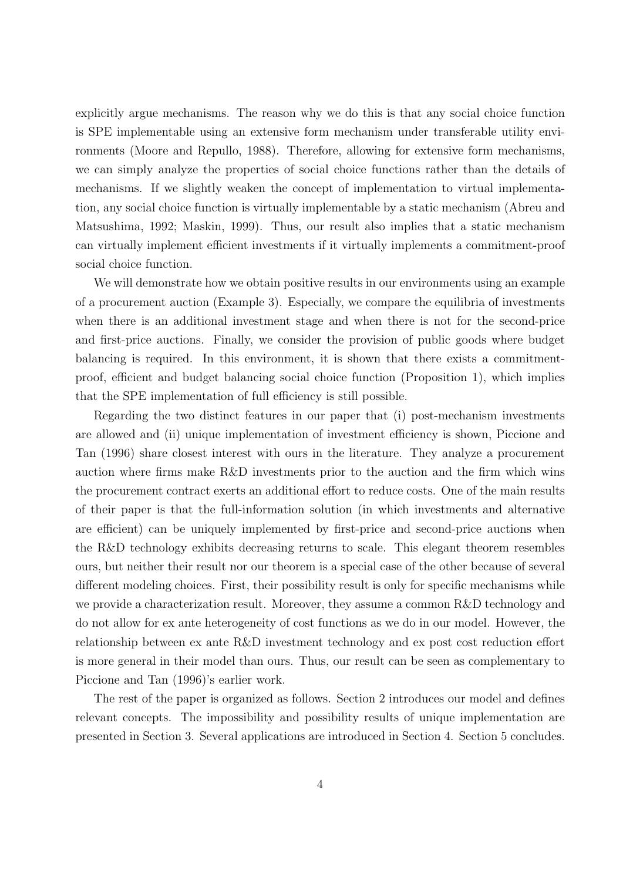explicitly argue mechanisms. The reason why we do this is that any social choice function is SPE implementable using an extensive form mechanism under transferable utility environments (Moore and Repullo, 1988). Therefore, allowing for extensive form mechanisms, we can simply analyze the properties of social choice functions rather than the details of mechanisms. If we slightly weaken the concept of implementation to virtual implementation, any social choice function is virtually implementable by a static mechanism (Abreu and Matsushima, 1992; Maskin, 1999). Thus, our result also implies that a static mechanism can virtually implement efficient investments if it virtually implements a commitment-proof social choice function.

We will demonstrate how we obtain positive results in our environments using an example of a procurement auction (Example 3). Especially, we compare the equilibria of investments when there is an additional investment stage and when there is not for the second-price and first-price auctions. Finally, we consider the provision of public goods where budget balancing is required. In this environment, it is shown that there exists a commitment-proof, efficient and budget balancing social choice function (Proposition 1), which implies that the SPE implementation of full efficiency is still possible.

Regarding the two distinct features in our paper that (i) post-mechanism investments are allowed and (ii) unique implementation of investment efficiency is shown, Piccione and Tan (1996) share closest interest with ours in the literature. They analyze a procurement auction where firms make R&D investments prior to the auction and the firm which wins the procurement contract exerts an additional effort to reduce costs. One of the main results of their paper is that the full-information solution (in which investments and alternative are efficient) can be uniquely implemented by first-price and second-price auctions when the R&D technology exhibits decreasing returns to scale. This elegant theorem resembles ours, but neither their result nor our theorem is a special case of the other because of several different modeling choices. First, their possibility result is only for specific mechanisms while we provide a characterization result. Moreover, they assume a common R&D technology and do not allow for ex ante heterogeneity of cost functions as we do in our model. However, the relationship between ex ante R&D investment technology and ex post cost reduction effort is more general in their model than ours. Thus, our result can be seen as complementary to Piccione and Tan (1996)'s earlier work.

The rest of the paper is organized as follows. Section 2 introduces our model and defines relevant concepts. The impossibility and possibility results of unique implementation are presented in Section 3. Several applications are introduced in Section 4. Section 5 concludes.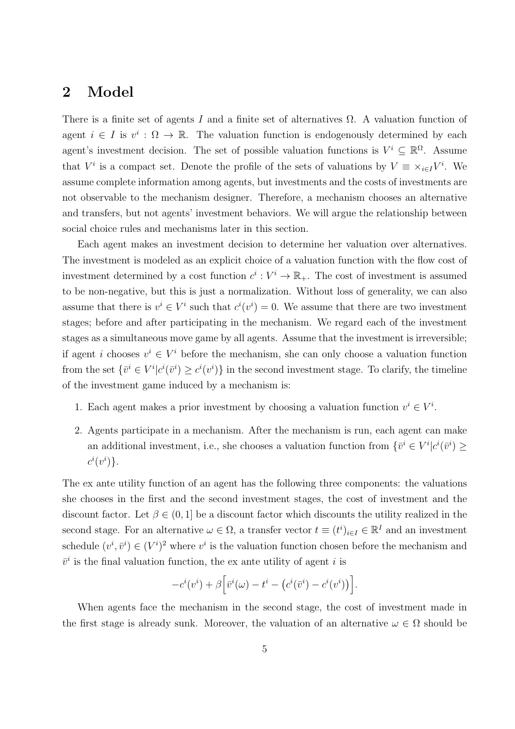## 2 Model

There is a finite set of agents $I$ and a finite set of alternatives $\Omega$. A valuation function of agent $i \in I$ is $v^i : \Omega \to \mathbb{R}$. The valuation function is endogenously determined by each agent's investment decision. The set of possible valuation functions is $V^i \subseteq \mathbb{R}^\Omega$. Assume that $V^i$ is a compact set. Denote the profile of the sets of valuations by $V \equiv \times_{i \in I} V^i$. We assume complete information among agents, but investments and the costs of investments are not observable to the mechanism designer. Therefore, a mechanism chooses an alternative and transfers, but not agents' investment behaviors. We will argue the relationship between social choice rules and mechanisms later in this section.

Each agent makes an investment decision to determine her valuation over alternatives. The investment is modeled as an explicit choice of a valuation function with the flow cost of investment determined by a cost function $c^i : V^i \to \mathbb{R}_+$. The cost of investment is assumed to be non-negative, but this is just a normalization. Without loss of generality, we can also assume that there is $v^i \in V^i$ such that $c^i(v^i) = 0$. We assume that there are two investment stages; before and after participating in the mechanism. We regard each of the investment stages as a simultaneous move game by all agents. Assume that the investment is irreversible; if agent $i$ chooses $v^i \in V^i$ before the mechanism, she can only choose a valuation function from the set $\{\bar{v}^i \in V^i | c^i(\bar{v}^i) \geq c^i(v^i)\}$ in the second investment stage. To clarify, the timeline of the investment game induced by a mechanism is:

1. Each agent makes a prior investment by choosing a valuation function $v^i \in V^i$.
2. Agents participate in a mechanism. After the mechanism is run, each agent can make an additional investment, i.e., she chooses a valuation function from $\{\bar{v}^i \in V^i | c^i(\bar{v}^i) \geq c^i(v^i)\}$.

The ex ante utility function of an agent has the following three components: the valuations she chooses in the first and the second investment stages, the cost of investment and the discount factor. Let $\beta \in (0, 1]$ be a discount factor which discounts the utility realized in the second stage. For an alternative $\omega \in \Omega$, a transfer vector $t \equiv (t^i)_{i \in I} \in \mathbb{R}^I$ and an investment schedule $(v^i, \bar{v}^i) \in (V^i)^2$ where $v^i$ is the valuation function chosen before the mechanism and $\bar{v}^i$ is the final valuation function, the ex ante utility of agent $i$ is

$$-c^i(v^i) + \beta \Big[ \bar{v}^i(\omega) - t^i - \big( c^i(\bar{v}^i) - c^i(v^i) \big) \Big].$$

When agents face the mechanism in the second stage, the cost of investment made in the first stage is already sunk. Moreover, the valuation of an alternative $\omega \in \Omega$ should be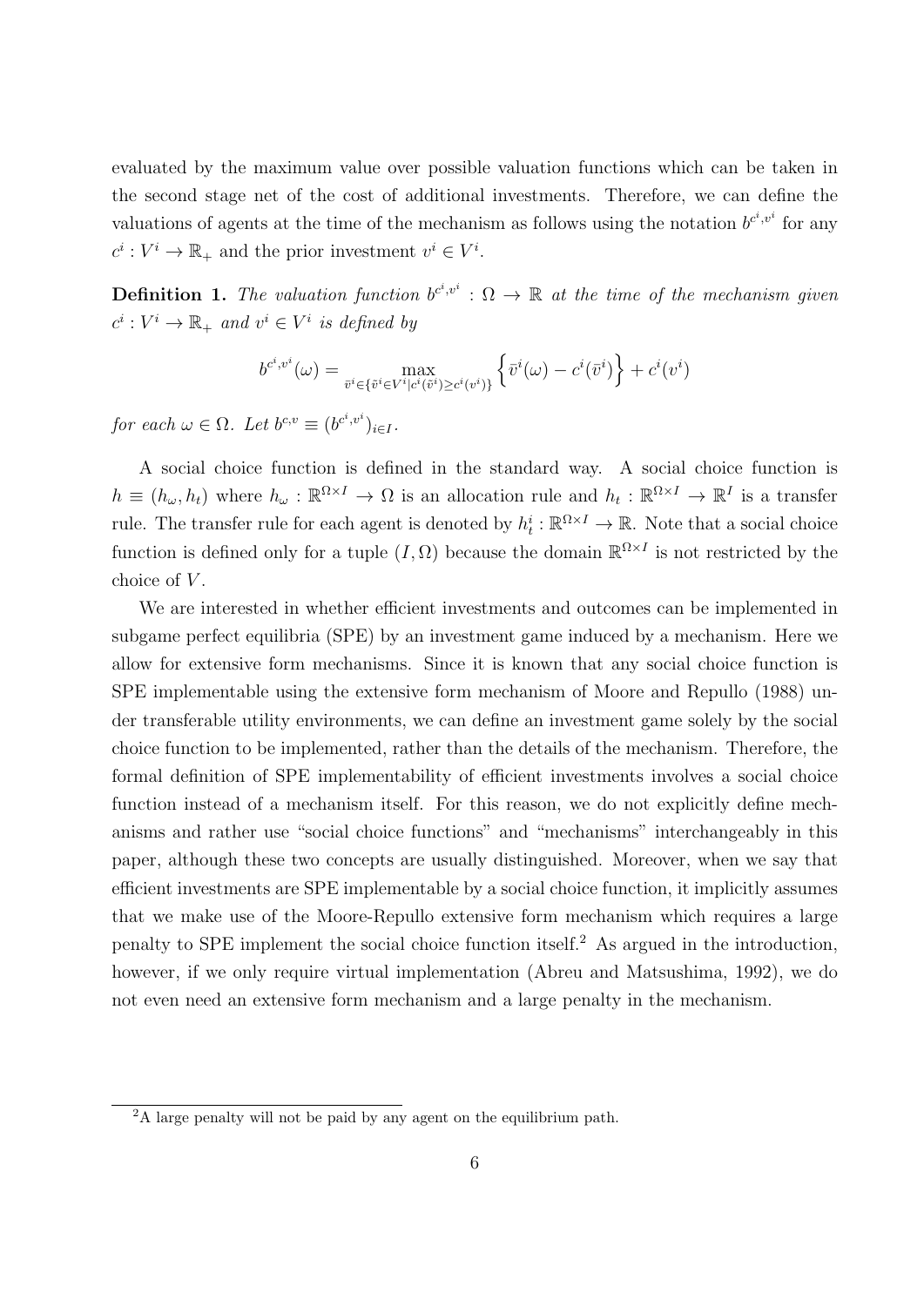evaluated by the maximum value over possible valuation functions which can be taken in the second stage net of the cost of additional investments. Therefore, we can define the valuations of agents at the time of the mechanism as follows using the notation $b^{c^i,v^i}$ for any $c^i : V^i \to \mathbb{R}_+$ and the prior investment $v^i \in V^i$.

**Definition 1.** *The valuation function $b^{c^i,v^i} : \Omega \to \mathbb{R}$ at the time of the mechanism given $c^i : V^i \to \mathbb{R}_+$ and $v^i \in V^i$ is defined by*

$$b^{c^i,v^i}(\omega) = \max_{\bar{v}^i \in \{\tilde{v}^i \in V^i | c^i(\tilde{v}^i) \geq c^i(v^i)\}} \left\{ \bar{v}^i(\omega) - c^i(\bar{v}^i) \right\} + c^i(v^i)$$

*for each $\omega \in \Omega$. Let $b^{c,v} \equiv (b^{c^i,v^i})_{i \in I}$.*

A social choice function is defined in the standard way. A social choice function is $h \equiv (h_\omega, h_t)$ where $h_\omega : \mathbb{R}^{\Omega \times I} \to \Omega$ is an allocation rule and $h_t : \mathbb{R}^{\Omega \times I} \to \mathbb{R}^I$ is a transfer rule. The transfer rule for each agent is denoted by $h_t^i : \mathbb{R}^{\Omega \times I} \to \mathbb{R}$. Note that a social choice function is defined only for a tuple $(I, \Omega)$ because the domain $\mathbb{R}^{\Omega \times I}$ is not restricted by the choice of $V$.

We are interested in whether efficient investments and outcomes can be implemented in subgame perfect equilibria (SPE) by an investment game induced by a mechanism. Here we allow for extensive form mechanisms. Since it is known that any social choice function is SPE implementable using the extensive form mechanism of Moore and Repullo (1988) under transferable utility environments, we can define an investment game solely by the social choice function to be implemented, rather than the details of the mechanism. Therefore, the formal definition of SPE implementability of efficient investments involves a social choice function instead of a mechanism itself. For this reason, we do not explicitly define mechanisms and rather use "social choice functions" and "mechanisms" interchangeably in this paper, although these two concepts are usually distinguished. Moreover, when we say that efficient investments are SPE implementable by a social choice function, it implicitly assumes that we make use of the Moore-Repullo extensive form mechanism which requires a large penalty to SPE implement the social choice function itself.[2] As argued in the introduction, however, if we only require virtual implementation (Abreu and Matsushima, 1992), we do not even need an extensive form mechanism and a large penalty in the mechanism.

[2]A large penalty will not be paid by any agent on the equilibrium path.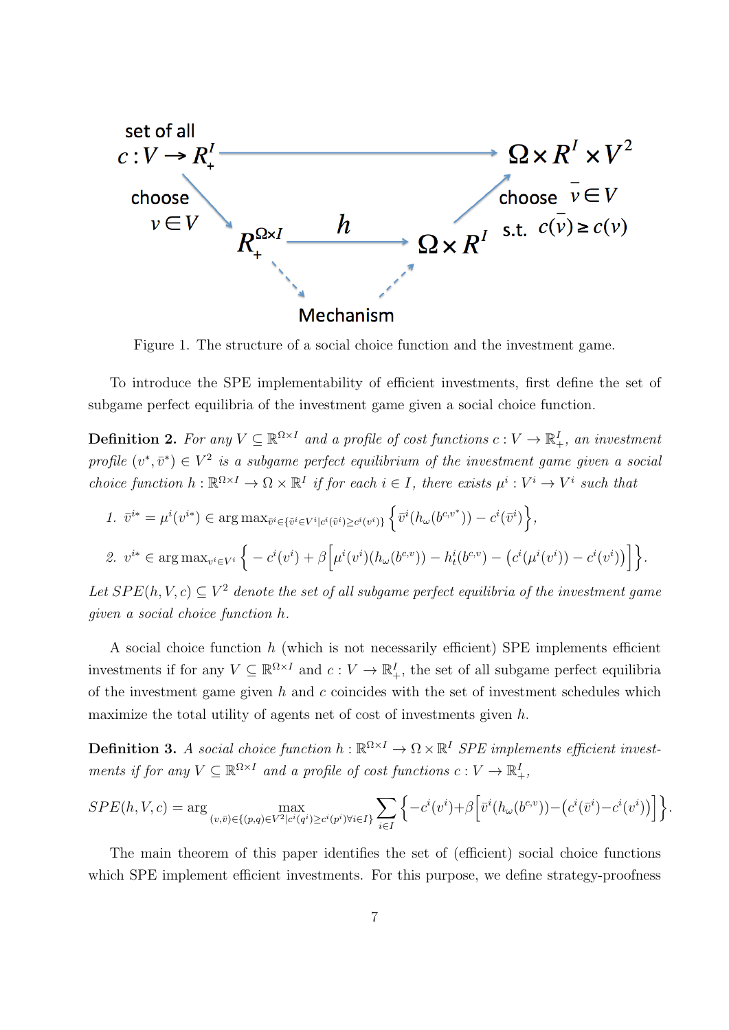Figure 1. The structure of a social choice function and the investment game.

To introduce the SPE implementability of efficient investments, first define the set of subgame perfect equilibria of the investment game given a social choice function.

**Definition 2.** *For any $V \subseteq \mathbb{R}^{\Omega\times I}$ and a profile of cost functions $c : V \to \mathbb{R}^I_+$, an investment profile $(v^*, \bar{v}^*) \in V^2$ is a subgame perfect equilibrium of the investment game given a social choice function $h : \mathbb{R}^{\Omega\times I} \to \Omega \times \mathbb{R}^I$ if for each $i \in I$, there exists $\mu^i : V^i \to V^i$ such that*

1. $\bar{v}^{i*} = \mu^i(v^{i*}) \in \arg\max_{\tilde{v}^i \in \{\tilde{v}^i \in V^i | c^i(\tilde{v}^i) \geq c^i(v^i)\}} \Big\{ \tilde{v}^i(h_\omega(b^{c,v^*})) - c^i(\tilde{v}^i) \Big\}$,
2. $v^{i*} \in \arg\max_{v^i \in V^i} \Big\{ -c^i(v^i) + \beta\Big[\mu^i(v^i)(h_\omega(b^{c,v})) - h^i_t(b^{c,v}) - \big(c^i(\mu^i(v^i)) - c^i(v^i)\big)\Big]\Big\}$.

*Let $SPE(h, V, c) \subseteq V^2$ denote the set of all subgame perfect equilibria of the investment game given a social choice function $h$.*

A social choice function $h$ (which is not necessarily efficient) SPE implements efficient investments if for any $V \subseteq \mathbb{R}^{\Omega\times I}$ and $c : V \to \mathbb{R}^I_+$, the set of all subgame perfect equilibria of the investment game given $h$ and $c$ coincides with the set of investment schedules which maximize the total utility of agents net of cost of investments given $h$.

**Definition 3.** *A social choice function $h : \mathbb{R}^{\Omega\times I} \to \Omega \times \mathbb{R}^I$ SPE implements efficient investments if for any $V \subseteq \mathbb{R}^{\Omega\times I}$ and a profile of cost functions $c : V \to \mathbb{R}^I_+$,*

$$SPE(h, V, c) = \arg \max_{(v,\bar{v}) \in \{(p,q)\in V^2 | c^i(q^i) \geq c^i(p^i) \forall i \in I\}} \sum_{i\in I} \Big\{ -c^i(v^i) + \beta\Big[\bar{v}^i(h_\omega(b^{c,v})) - \big(c^i(\bar{v}^i) - c^i(v^i)\big)\Big]\Big\}.$$

The main theorem of this paper identifies the set of (efficient) social choice functions which SPE implement efficient investments. For this purpose, we define strategy-proofness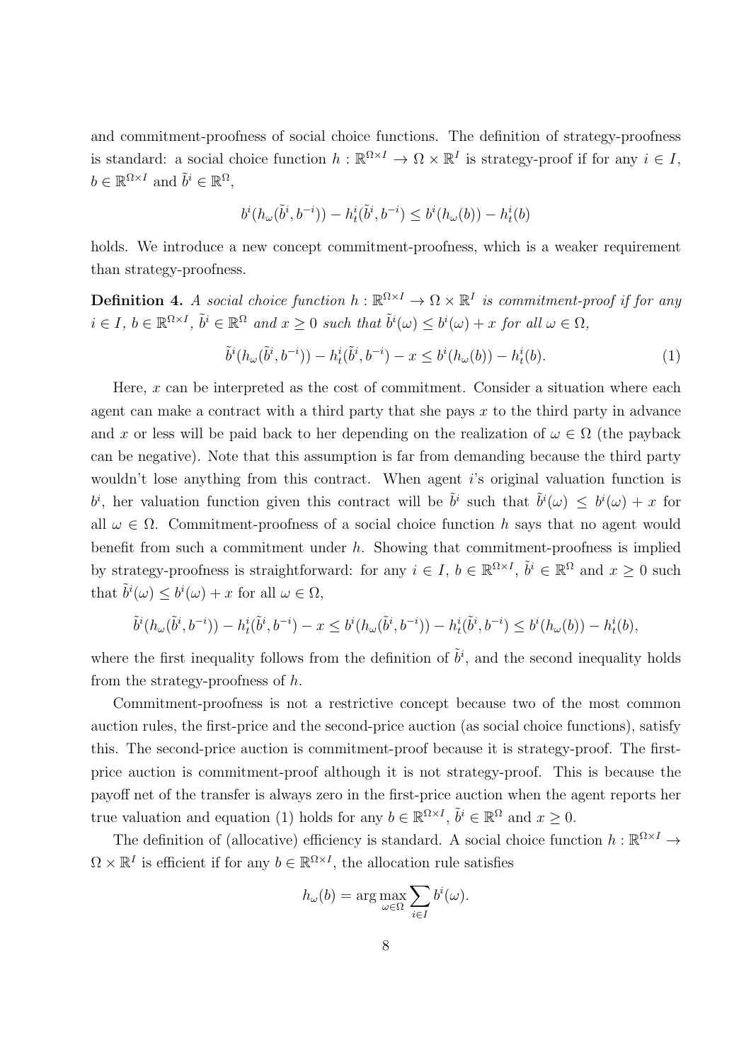and commitment-proofness of social choice functions. The definition of strategy-proofness is standard: a social choice function $h : \mathbb{R}^{\Omega \times I} \to \Omega \times \mathbb{R}^I$ is strategy-proof if for any $i \in I$, $b \in \mathbb{R}^{\Omega \times I}$ and $\tilde{b}^i \in \mathbb{R}^\Omega$,

$$b^i(h_\omega(\tilde{b}^i, b^{-i})) - h_t^i(\tilde{b}^i, b^{-i}) \leq b^i(h_\omega(b)) - h_t^i(b)$$

holds. We introduce a new concept commitment-proofness, which is a weaker requirement than strategy-proofness.

**Definition 4.** *A social choice function $h : \mathbb{R}^{\Omega \times I} \to \Omega \times \mathbb{R}^I$ is commitment-proof if for any $i \in I$, $b \in \mathbb{R}^{\Omega \times I}$, $\tilde{b}^i \in \mathbb{R}^\Omega$ and $x \geq 0$ such that $\tilde{b}^i(\omega) \leq b^i(\omega) + x$ for all $\omega \in \Omega$,*

$$\tilde{b}^i(h_\omega(\tilde{b}^i, b^{-i})) - h_t^i(\tilde{b}^i, b^{-i}) - x \leq b^i(h_\omega(b)) - h_t^i(b). \tag{1}$$

Here, $x$ can be interpreted as the cost of commitment. Consider a situation where each agent can make a contract with a third party that she pays $x$ to the third party in advance and $x$ or less will be paid back to her depending on the realization of $\omega \in \Omega$ (the payback can be negative). Note that this assumption is far from demanding because the third party wouldn't lose anything from this contract. When agent $i$'s original valuation function is $b^i$, her valuation function given this contract will be $\tilde{b}^i$ such that $\tilde{b}^i(\omega) \leq b^i(\omega) + x$ for all $\omega \in \Omega$. Commitment-proofness of a social choice function $h$ says that no agent would benefit from such a commitment under $h$. Showing that commitment-proofness is implied by strategy-proofness is straightforward: for any $i \in I$, $b \in \mathbb{R}^{\Omega \times I}$, $\tilde{b}^i \in \mathbb{R}^\Omega$ and $x \geq 0$ such that $\tilde{b}^i(\omega) \leq b^i(\omega) + x$ for all $\omega \in \Omega$,

$$\tilde{b}^i(h_\omega(\tilde{b}^i, b^{-i})) - h_t^i(\tilde{b}^i, b^{-i}) - x \leq b^i(h_\omega(\tilde{b}^i, b^{-i})) - h_t^i(\tilde{b}^i, b^{-i}) \leq b^i(h_\omega(b)) - h_t^i(b),$$

where the first inequality follows from the definition of $\tilde{b}^i$, and the second inequality holds from the strategy-proofness of $h$.

Commitment-proofness is not a restrictive concept because two of the most common auction rules, the first-price and the second-price auction (as social choice functions), satisfy this. The second-price auction is commitment-proof because it is strategy-proof. The first-price auction is commitment-proof although it is not strategy-proof. This is because the payoff net of the transfer is always zero in the first-price auction when the agent reports her true valuation and equation (1) holds for any $b \in \mathbb{R}^{\Omega \times I}$, $\tilde{b}^i \in \mathbb{R}^\Omega$ and $x \geq 0$.

The definition of (allocative) efficiency is standard. A social choice function $h : \mathbb{R}^{\Omega \times I} \to \Omega \times \mathbb{R}^I$ is efficient if for any $b \in \mathbb{R}^{\Omega \times I}$, the allocation rule satisfies

$$h_\omega(b) = \arg\max_{\omega \in \Omega} \sum_{i \in I} b^i(\omega).$$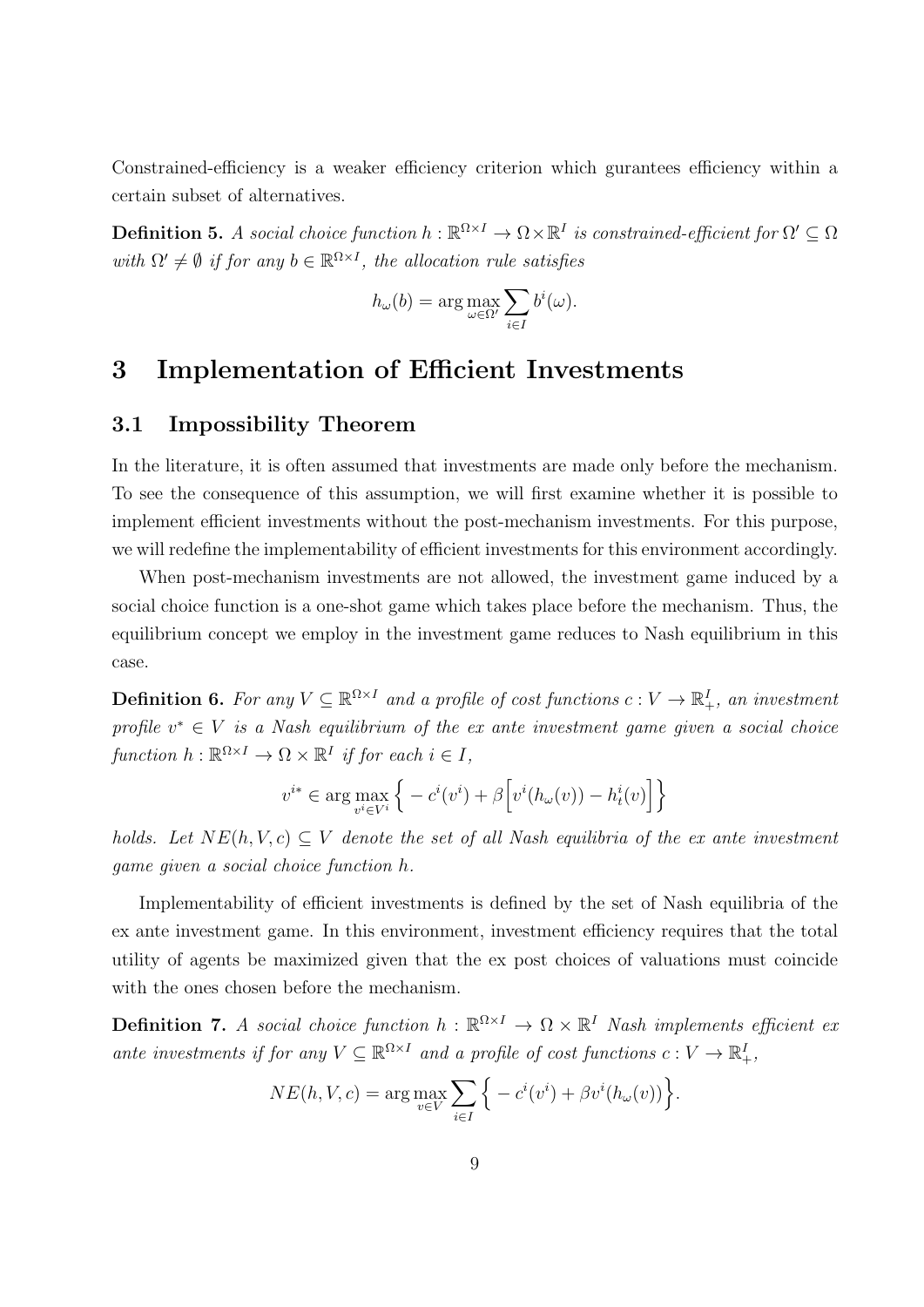Constrained-efficiency is a weaker efficiency criterion which gurantees efficiency within a certain subset of alternatives.

**Definition 5.** *A social choice function $h : \mathbb{R}^{\Omega \times I} \to \Omega \times \mathbb{R}^I$ is constrained-efficient for $\Omega' \subseteq \Omega$ with $\Omega' \neq \emptyset$ if for any $b \in \mathbb{R}^{\Omega \times I}$, the allocation rule satisfies*

$$h_\omega(b) = \arg\max_{\omega \in \Omega'} \sum_{i \in I} b^i(\omega).$$

# 3 Implementation of Efficient Investments

## 3.1 Impossibility Theorem

In the literature, it is often assumed that investments are made only before the mechanism. To see the consequence of this assumption, we will first examine whether it is possible to implement efficient investments without the post-mechanism investments. For this purpose, we will redefine the implementability of efficient investments for this environment accordingly.

When post-mechanism investments are not allowed, the investment game induced by a social choice function is a one-shot game which takes place before the mechanism. Thus, the equilibrium concept we employ in the investment game reduces to Nash equilibrium in this case.

**Definition 6.** *For any $V \subseteq \mathbb{R}^{\Omega \times I}$ and a profile of cost functions $c : V \to \mathbb{R}^I_+$, an investment profile $v^* \in V$ is a Nash equilibrium of the ex ante investment game given a social choice function $h : \mathbb{R}^{\Omega \times I} \to \Omega \times \mathbb{R}^I$ if for each $i \in I$,*

$$v^{i*} \in \arg\max_{v^i \in V^i} \Big\{ -c^i(v^i) + \beta \Big[ v^i(h_\omega(v)) - h^i_t(v) \Big] \Big\}$$

*holds. Let $NE(h, V, c) \subseteq V$ denote the set of all Nash equilibria of the ex ante investment game given a social choice function $h$.*

Implementability of efficient investments is defined by the set of Nash equilibria of the ex ante investment game. In this environment, investment efficiency requires that the total utility of agents be maximized given that the ex post choices of valuations must coincide with the ones chosen before the mechanism.

**Definition 7.** *A social choice function $h : \mathbb{R}^{\Omega \times I} \to \Omega \times \mathbb{R}^I$ Nash implements efficient ex ante investments if for any $V \subseteq \mathbb{R}^{\Omega \times I}$ and a profile of cost functions $c : V \to \mathbb{R}^I_+$,*

$$NE(h, V, c) = \arg\max_{v \in V} \sum_{i \in I} \Big\{ -c^i(v^i) + \beta v^i(h_\omega(v)) \Big\}.$$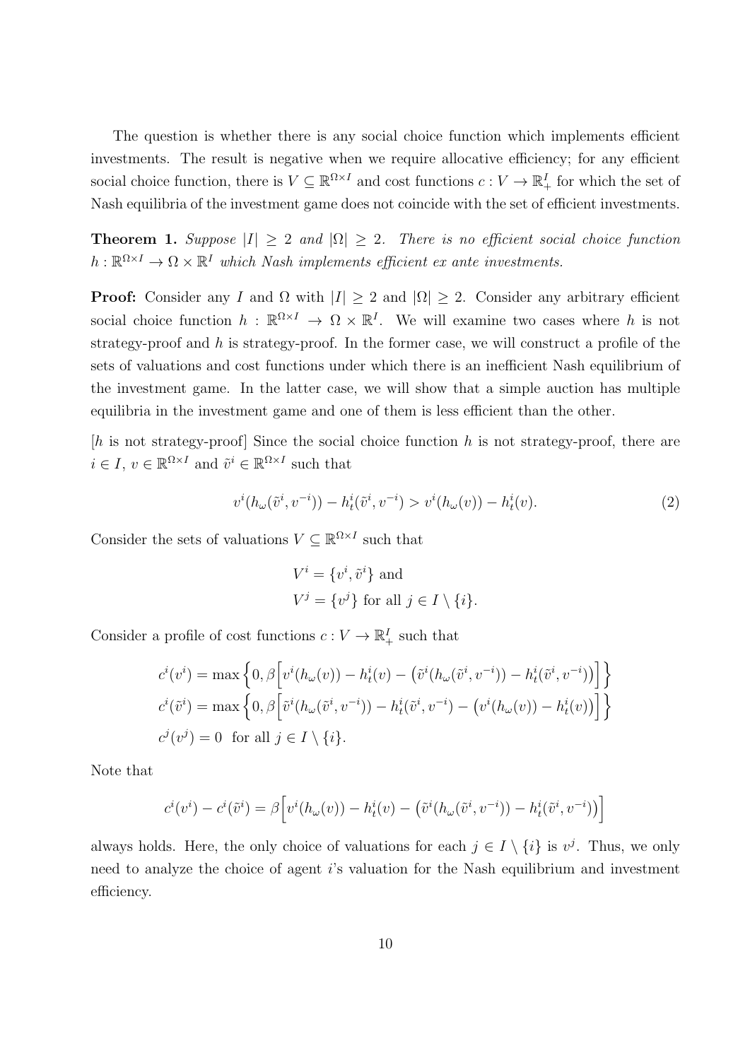The question is whether there is any social choice function which implements efficient investments. The result is negative when we require allocative efficiency; for any efficient social choice function, there is $V \subseteq \mathbb{R}^{\Omega \times I}$ and cost functions $c : V \to \mathbb{R}^I_+$ for which the set of Nash equilibria of the investment game does not coincide with the set of efficient investments.

**Theorem 1.** *Suppose $|I| \geq 2$ and $|\Omega| \geq 2$. There is no efficient social choice function $h : \mathbb{R}^{\Omega \times I} \to \Omega \times \mathbb{R}^I$ which Nash implements efficient ex ante investments.*

**Proof:** Consider any $I$ and $\Omega$ with $|I| \geq 2$ and $|\Omega| \geq 2$. Consider any arbitrary efficient social choice function $h : \mathbb{R}^{\Omega \times I} \to \Omega \times \mathbb{R}^I$. We will examine two cases where $h$ is not strategy-proof and $h$ is strategy-proof. In the former case, we will construct a profile of the sets of valuations and cost functions under which there is an inefficient Nash equilibrium of the investment game. In the latter case, we will show that a simple auction has multiple equilibria in the investment game and one of them is less efficient than the other.

[$h$ is not strategy-proof] Since the social choice function $h$ is not strategy-proof, there are $i \in I$, $v \in \mathbb{R}^{\Omega \times I}$ and $\tilde{v}^i \in \mathbb{R}^{\Omega \times I}$ such that

$$v^i(h_\omega(\tilde{v}^i, v^{-i})) - h^i_t(\tilde{v}^i, v^{-i}) > v^i(h_\omega(v)) - h^i_t(v). \tag{2}$$

Consider the sets of valuations $V \subseteq \mathbb{R}^{\Omega \times I}$ such that

$$V^i = \{v^i, \tilde{v}^i\} \text{ and}$$
$$V^j = \{v^j\} \text{ for all } j \in I \setminus \{i\}.$$

Consider a profile of cost functions $c : V \to \mathbb{R}^I_+$ such that

$$c^i(v^i) = \max\Big\{0, \beta\Big[v^i(h_\omega(v)) - h^i_t(v) - \big(\tilde{v}^i(h_\omega(\tilde{v}^i, v^{-i})) - h^i_t(\tilde{v}^i, v^{-i})\big)\Big]\Big\}$$
$$c^i(\tilde{v}^i) = \max\Big\{0, \beta\Big[\tilde{v}^i(h_\omega(\tilde{v}^i, v^{-i})) - h^i_t(\tilde{v}^i, v^{-i}) - \big(v^i(h_\omega(v)) - h^i_t(v)\big)\Big]\Big\}$$
$$c^j(v^j) = 0 \text{ for all } j \in I \setminus \{i\}.$$

Note that

$$c^i(v^i) - c^i(\tilde{v}^i) = \beta\Big[v^i(h_\omega(v)) - h^i_t(v) - \big(\tilde{v}^i(h_\omega(\tilde{v}^i, v^{-i})) - h^i_t(\tilde{v}^i, v^{-i})\big)\Big]$$

always holds. Here, the only choice of valuations for each $j \in I \setminus \{i\}$ is $v^j$. Thus, we only need to analyze the choice of agent $i$'s valuation for the Nash equilibrium and investment efficiency.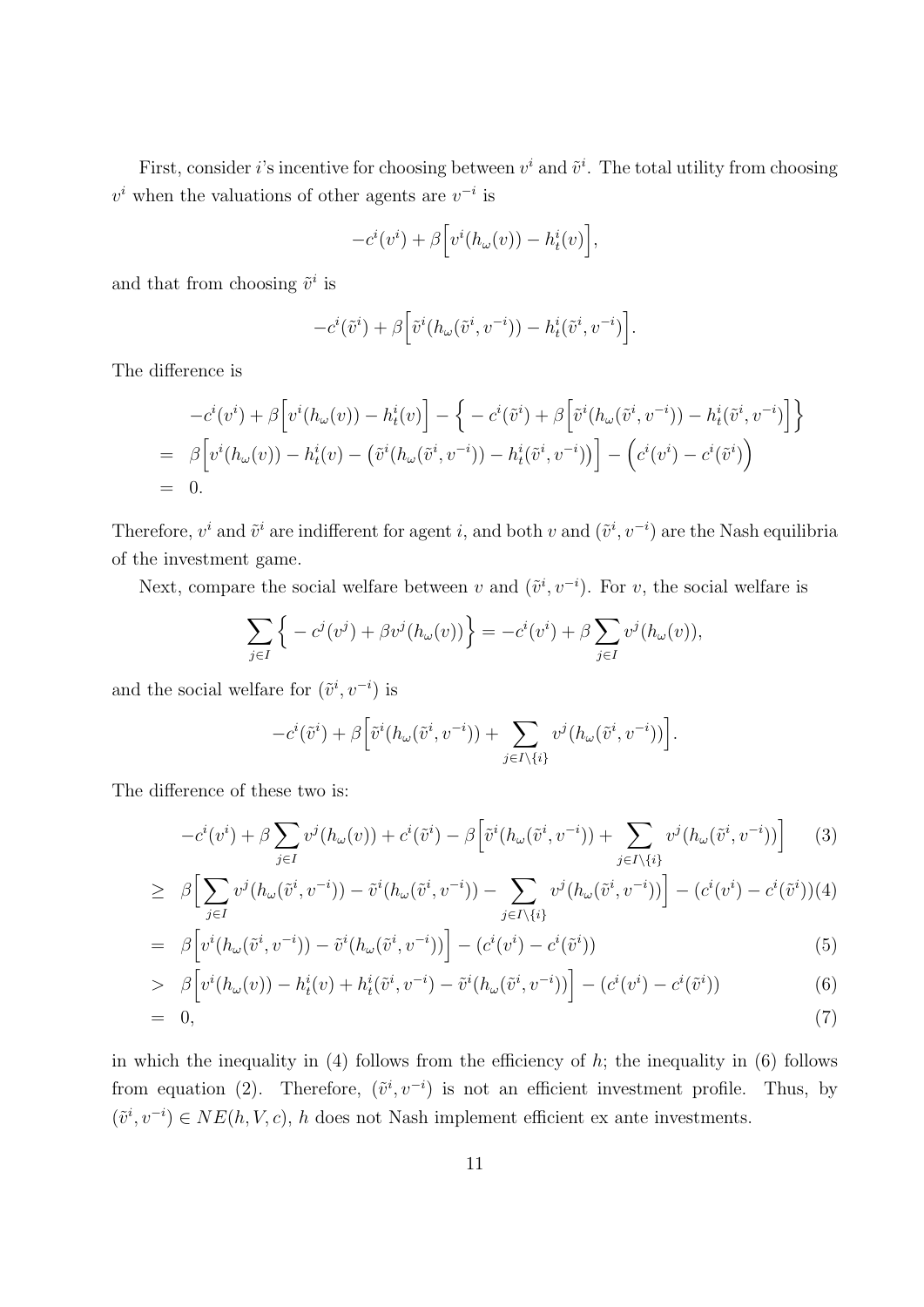First, consider $i$'s incentive for choosing between $v^i$ and $\tilde{v}^i$. The total utility from choosing $v^i$ when the valuations of other agents are $v^{-i}$ is

$$-c^i(v^i) + \beta\Big[v^i(h_\omega(v)) - h_t^i(v)\Big],$$

and that from choosing $\tilde{v}^i$ is

$$-c^i(\tilde{v}^i) + \beta\Big[\tilde{v}^i(h_\omega(\tilde{v}^i, v^{-i})) - h_t^i(\tilde{v}^i, v^{-i})\Big].$$

The difference is

$$\begin{aligned}
& -c^i(v^i) + \beta\Big[v^i(h_\omega(v)) - h_t^i(v)\Big] - \Big\{ -c^i(\tilde{v}^i) + \beta\Big[\tilde{v}^i(h_\omega(\tilde{v}^i, v^{-i})) - h_t^i(\tilde{v}^i, v^{-i})\Big]\Big\} \\
= \; & \beta\Big[v^i(h_\omega(v)) - h_t^i(v) - \big(\tilde{v}^i(h_\omega(\tilde{v}^i, v^{-i})) - h_t^i(\tilde{v}^i, v^{-i})\big)\Big] - \Big(c^i(v^i) - c^i(\tilde{v}^i)\Big) \\
= \; & 0.
\end{aligned}$$

Therefore, $v^i$ and $\tilde{v}^i$ are indifferent for agent $i$, and both $v$ and $(\tilde{v}^i, v^{-i})$ are the Nash equilibria of the investment game.

Next, compare the social welfare between $v$ and $(\tilde{v}^i, v^{-i})$. For $v$, the social welfare is

$$\sum_{j \in I} \Big\{ -c^j(v^j) + \beta v^j(h_\omega(v))\Big\} = -c^i(v^i) + \beta \sum_{j \in I} v^j(h_\omega(v)),$$

and the social welfare for $(\tilde{v}^i, v^{-i})$ is

$$-c^i(\tilde{v}^i) + \beta\Big[\tilde{v}^i(h_\omega(\tilde{v}^i, v^{-i})) + \sum_{j \in I\setminus\{i\}} v^j(h_\omega(\tilde{v}^i, v^{-i}))\Big].$$

The difference of these two is:

$$\begin{aligned}
& -c^i(v^i) + \beta \sum_{j \in I} v^j(h_\omega(v)) + c^i(\tilde{v}^i) - \beta\Big[\tilde{v}^i(h_\omega(\tilde{v}^i, v^{-i})) + \sum_{j \in I\setminus\{i\}} v^j(h_\omega(\tilde{v}^i, v^{-i}))\Big] & (3) \\
\geq \; & \beta\Big[\sum_{j \in I} v^j(h_\omega(\tilde{v}^i, v^{-i})) - \tilde{v}^i(h_\omega(\tilde{v}^i, v^{-i})) - \sum_{j \in I\setminus\{i\}} v^j(h_\omega(\tilde{v}^i, v^{-i}))\Big] - (c^i(v^i) - c^i(\tilde{v}^i)) & (4) \\
= \; & \beta\Big[v^i(h_\omega(\tilde{v}^i, v^{-i})) - \tilde{v}^i(h_\omega(\tilde{v}^i, v^{-i}))\Big] - (c^i(v^i) - c^i(\tilde{v}^i)) & (5) \\
> \; & \beta\Big[v^i(h_\omega(v)) - h_t^i(v) + h_t^i(\tilde{v}^i, v^{-i}) - \tilde{v}^i(h_\omega(\tilde{v}^i, v^{-i}))\Big] - (c^i(v^i) - c^i(\tilde{v}^i)) & (6) \\
= \; & 0, & (7)
\end{aligned}$$

in which the inequality in (4) follows from the efficiency of $h$; the inequality in (6) follows from equation (2). Therefore, $(\tilde{v}^i, v^{-i})$ is not an efficient investment profile. Thus, by $(\tilde{v}^i, v^{-i}) \in NE(h, V, c)$, $h$ does not Nash implement efficient ex ante investments.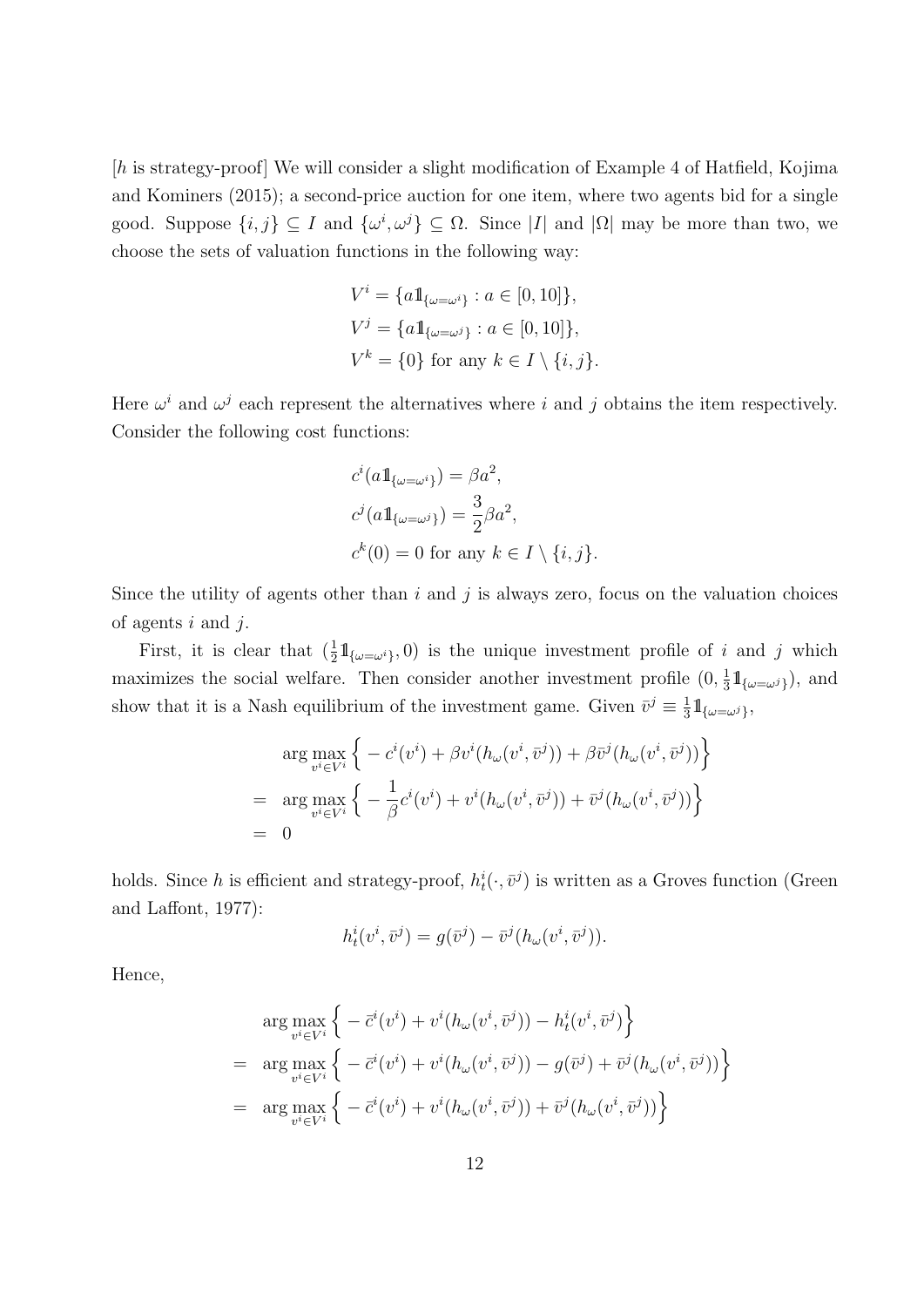[$h$ is strategy-proof] We will consider a slight modification of Example 4 of Hatfield, Kojima and Kominers (2015); a second-price auction for one item, where two agents bid for a single good. Suppose $\{i,j\} \subseteq I$ and $\{\omega^i, \omega^j\} \subseteq \Omega$. Since $|I|$ and $|\Omega|$ may be more than two, we choose the sets of valuation functions in the following way:

$$
\begin{aligned}
V^i &= \{a\mathbb{1}_{\{\omega=\omega^i\}} : a \in [0,10]\}, \\
V^j &= \{a\mathbb{1}_{\{\omega=\omega^j\}} : a \in [0,10]\}, \\
V^k &= \{0\} \text{ for any } k \in I \setminus \{i,j\}.
\end{aligned}
$$

Here $\omega^i$ and $\omega^j$ each represent the alternatives where $i$ and $j$ obtains the item respectively. Consider the following cost functions:

$$
\begin{aligned}
c^i(a\mathbb{1}_{\{\omega=\omega^i\}}) &= \beta a^2, \\
c^j(a\mathbb{1}_{\{\omega=\omega^j\}}) &= \frac{3}{2}\beta a^2, \\
c^k(0) &= 0 \text{ for any } k \in I \setminus \{i,j\}.
\end{aligned}
$$

Since the utility of agents other than $i$ and $j$ is always zero, focus on the valuation choices of agents $i$ and $j$.

First, it is clear that $(\frac{1}{2}\mathbb{1}_{\{\omega=\omega^i\}}, 0)$ is the unique investment profile of $i$ and $j$ which maximizes the social welfare. Then consider another investment profile $(0, \frac{1}{3}\mathbb{1}_{\{\omega=\omega^j\}})$, and show that it is a Nash equilibrium of the investment game. Given $\bar{v}^j \equiv \frac{1}{3}\mathbb{1}_{\{\omega=\omega^j\}}$,

$$
\begin{aligned}
& \arg\max_{v^i \in V^i} \Big\{ -c^i(v^i) + \beta v^i(h_\omega(v^i, \bar{v}^j)) + \beta \bar{v}^j(h_\omega(v^i, \bar{v}^j)) \Big\} \\
= \;& \arg\max_{v^i \in V^i} \Big\{ -\frac{1}{\beta} c^i(v^i) + v^i(h_\omega(v^i, \bar{v}^j)) + \bar{v}^j(h_\omega(v^i, \bar{v}^j)) \Big\} \\
= \;& 0
\end{aligned}
$$

holds. Since $h$ is efficient and strategy-proof, $h_t^i(\cdot, \bar{v}^j)$ is written as a Groves function (Green and Laffont, 1977):

$$
h_t^i(v^i, \bar{v}^j) = g(\bar{v}^j) - \bar{v}^j(h_\omega(v^i, \bar{v}^j)).
$$

Hence,

$$
\begin{aligned}
& \arg\max_{v^i \in V^i} \Big\{ -\bar{c}^i(v^i) + v^i(h_\omega(v^i, \bar{v}^j)) - h_t^i(v^i, \bar{v}^j) \Big\} \\
= \;& \arg\max_{v^i \in V^i} \Big\{ -\bar{c}^i(v^i) + v^i(h_\omega(v^i, \bar{v}^j)) - g(\bar{v}^j) + \bar{v}^j(h_\omega(v^i, \bar{v}^j)) \Big\} \\
= \;& \arg\max_{v^i \in V^i} \Big\{ -\bar{c}^i(v^i) + v^i(h_\omega(v^i, \bar{v}^j)) + \bar{v}^j(h_\omega(v^i, \bar{v}^j)) \Big\}
\end{aligned}
$$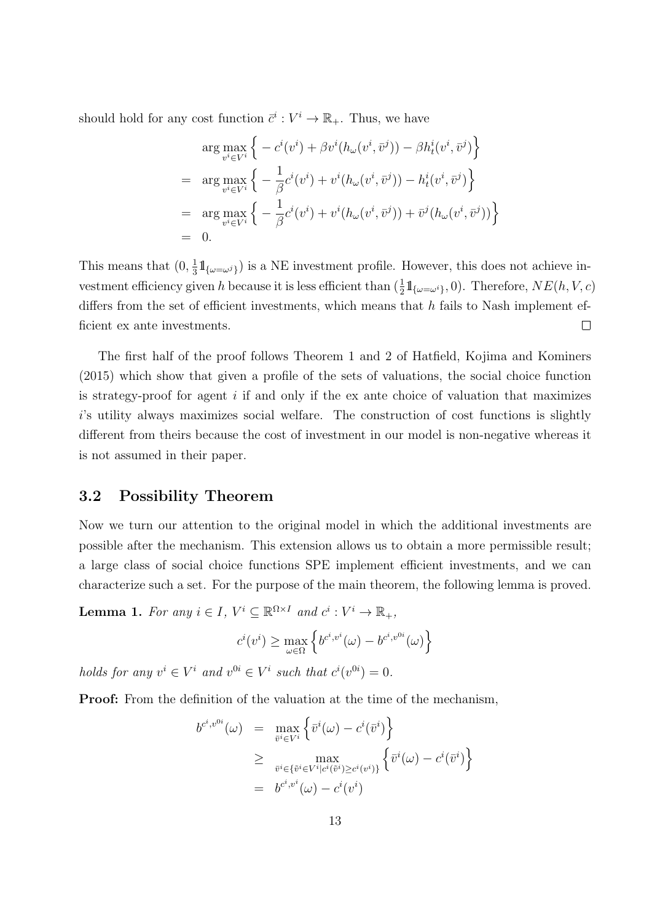should hold for any cost function $\bar{c}^i : V^i \to \mathbb{R}_+$. Thus, we have

$$
\begin{aligned}
& \arg\max_{v^i \in V^i} \Big\{ -c^i(v^i) + \beta v^i(h_\omega(v^i, \bar{v}^j)) - \beta h_t^i(v^i, \bar{v}^j) \Big\} \\
= \;& \arg\max_{v^i \in V^i} \Big\{ -\frac{1}{\beta} c^i(v^i) + v^i(h_\omega(v^i, \bar{v}^j)) - h_t^i(v^i, \bar{v}^j) \Big\} \\
= \;& \arg\max_{v^i \in V^i} \Big\{ -\frac{1}{\beta} c^i(v^i) + v^i(h_\omega(v^i, \bar{v}^j)) + \bar{v}^j(h_\omega(v^i, \bar{v}^j)) \Big\} \\
= \;& 0.
\end{aligned}
$$

This means that $(0, \frac{1}{3}\mathbb{1}_{\{\omega=\omega^j\}})$ is a NE investment profile. However, this does not achieve investment efficiency given $h$ because it is less efficient than $(\frac{1}{2}\mathbb{1}_{\{\omega=\omega^i\}}, 0)$. Therefore, $NE(h, V, c)$ differs from the set of efficient investments, which means that $h$ fails to Nash implement efficient ex ante investments. $\square$

The first half of the proof follows Theorem 1 and 2 of Hatfield, Kojima and Kominers (2015) which show that given a profile of the sets of valuations, the social choice function is strategy-proof for agent $i$ if and only if the ex ante choice of valuation that maximizes $i$'s utility always maximizes social welfare. The construction of cost functions is slightly different from theirs because the cost of investment in our model is non-negative whereas it is not assumed in their paper.

## 3.2 Possibility Theorem

Now we turn our attention to the original model in which the additional investments are possible after the mechanism. This extension allows us to obtain a more permissible result; a large class of social choice functions SPE implement efficient investments, and we can characterize such a set. For the purpose of the main theorem, the following lemma is proved.

**Lemma 1.** *For any $i \in I$, $V^i \subseteq \mathbb{R}^{\Omega \times I}$ and $c^i : V^i \to \mathbb{R}_+$,*

$$
c^i(v^i) \geq \max_{\omega \in \Omega} \Big\{ b^{c^i, v^i}(\omega) - b^{c^i, v^{0i}}(\omega) \Big\}
$$

*holds for any $v^i \in V^i$ and $v^{0i} \in V^i$ such that $c^i(v^{0i}) = 0$.*

**Proof:** From the definition of the valuation at the time of the mechanism,

$$
\begin{aligned}
b^{c^i, v^{0i}}(\omega) &= \max_{\bar{v}^i \in V^i} \Big\{ \bar{v}^i(\omega) - c^i(\bar{v}^i) \Big\} \\
&\geq \max_{\bar{v}^i \in \{\tilde{v}^i \in V^i | c^i(\tilde{v}^i) \geq c^i(v^i)\}} \Big\{ \bar{v}^i(\omega) - c^i(\bar{v}^i) \Big\} \\
&= b^{c^i, v^i}(\omega) - c^i(v^i)
\end{aligned}
$$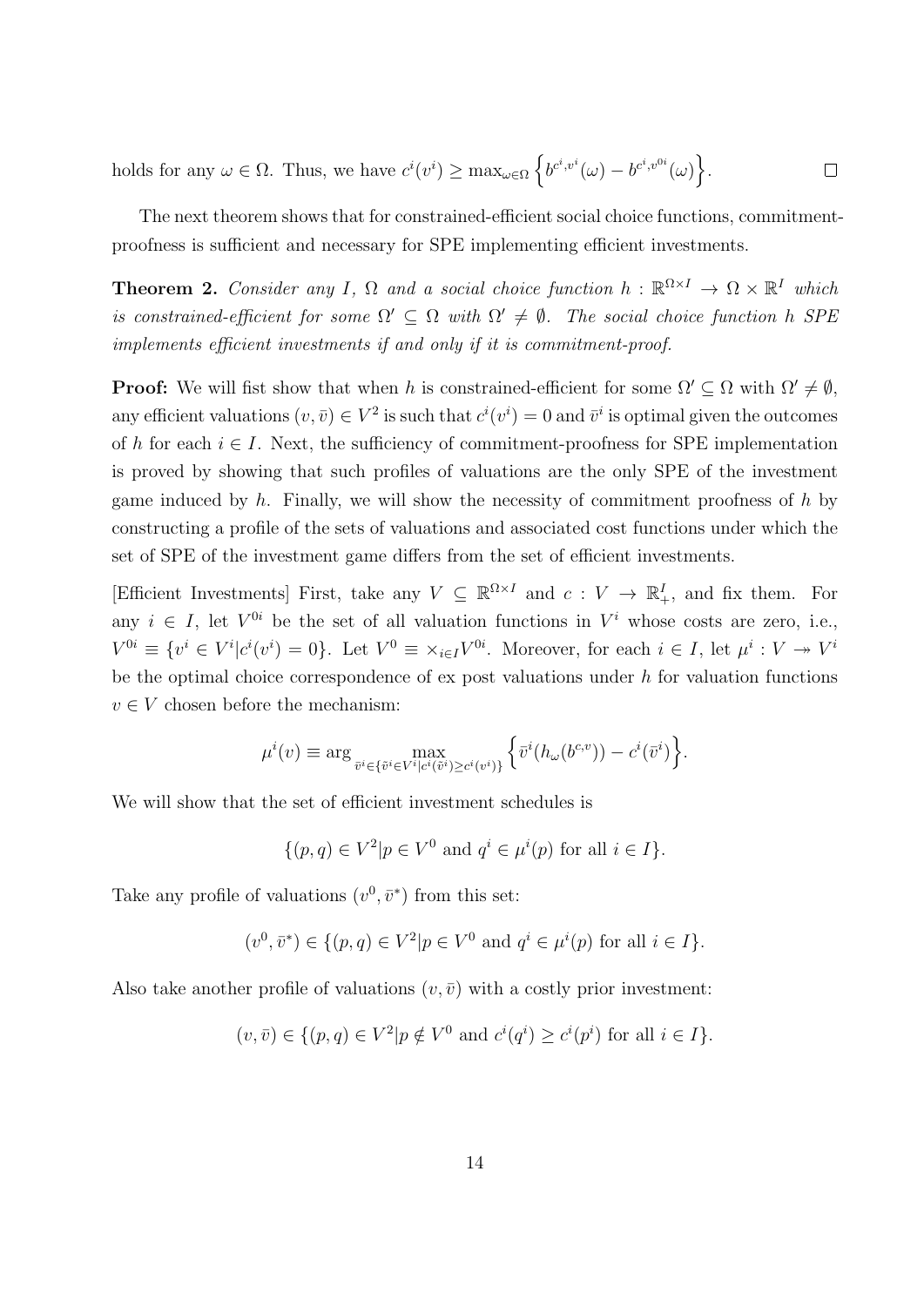holds for any $\omega \in \Omega$. Thus, we have $c^i(v^i) \geq \max_{\omega\in\Omega}\Big\{b^{c^i,v^i}(\omega) - b^{c^i,v^{0i}}(\omega)\Big\}$. $\square$

The next theorem shows that for constrained-efficient social choice functions, commitment-proofness is sufficient and necessary for SPE implementing efficient investments.

**Theorem 2.** *Consider any $I$, $\Omega$ and a social choice function $h : \mathbb{R}^{\Omega\times I} \to \Omega \times \mathbb{R}^I$ which is constrained-efficient for some $\Omega' \subseteq \Omega$ with $\Omega' \neq \emptyset$. The social choice function $h$ SPE implements efficient investments if and only if it is commitment-proof.*

**Proof:** We will fist show that when $h$ is constrained-efficient for some $\Omega' \subseteq \Omega$ with $\Omega' \neq \emptyset$, any efficient valuations $(v, \bar{v}) \in V^2$ is such that $c^i(v^i) = 0$ and $\bar{v}^i$ is optimal given the outcomes of $h$ for each $i \in I$. Next, the sufficiency of commitment-proofness for SPE implementation is proved by showing that such profiles of valuations are the only SPE of the investment game induced by $h$. Finally, we will show the necessity of commitment proofness of $h$ by constructing a profile of the sets of valuations and associated cost functions under which the set of SPE of the investment game differs from the set of efficient investments.

[Efficient Investments] First, take any $V \subseteq \mathbb{R}^{\Omega\times I}$ and $c : V \to \mathbb{R}^I_+$, and fix them. For any $i \in I$, let $V^{0i}$ be the set of all valuation functions in $V^i$ whose costs are zero, i.e., $V^{0i} \equiv \{v^i \in V^i | c^i(v^i) = 0\}$. Let $V^0 \equiv \times_{i\in I} V^{0i}$. Moreover, for each $i \in I$, let $\mu^i : V \twoheadrightarrow V^i$ be the optimal choice correspondence of ex post valuations under $h$ for valuation functions $v \in V$ chosen before the mechanism:

$$\mu^i(v) \equiv \arg\max_{\bar{v}^i\in\{\tilde{v}^i\in V^i | c^i(\tilde{v}^i)\geq c^i(v^i)\}} \Big\{\bar{v}^i(h_\omega(b^{c,v})) - c^i(\bar{v}^i)\Big\}.$$

We will show that the set of efficient investment schedules is

$$\{(p, q) \in V^2 | p \in V^0 \text{ and } q^i \in \mu^i(p) \text{ for all } i \in I\}.$$

Take any profile of valuations $(v^0, \bar{v}^*)$ from this set:

$$(v^0, \bar{v}^*) \in \{(p, q) \in V^2 | p \in V^0 \text{ and } q^i \in \mu^i(p) \text{ for all } i \in I\}.$$

Also take another profile of valuations $(v, \bar{v})$ with a costly prior investment:

$$(v, \bar{v}) \in \{(p, q) \in V^2 | p \notin V^0 \text{ and } c^i(q^i) \geq c^i(p^i) \text{ for all } i \in I\}.$$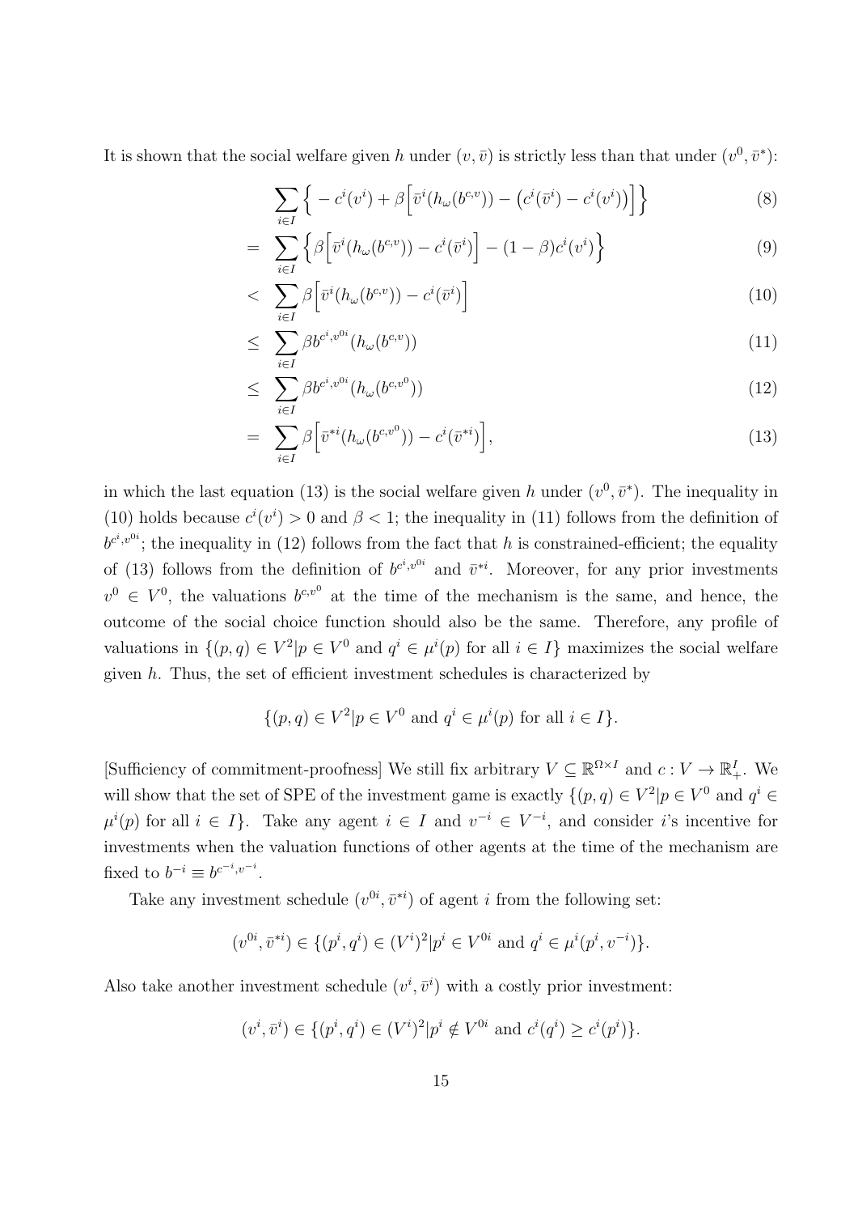It is shown that the social welfare given $h$ under $(v, \bar{v})$ is strictly less than that under $(v^0, \bar{v}^*)$:

$$
\begin{aligned}
& \sum_{i\in I} \Big\{ -c^i(v^i) + \beta\Big[\bar{v}^i(h_\omega(b^{c,v})) - \big(c^i(\bar{v}^i) - c^i(v^i)\big)\Big]\Big\} && (8)\\
= & \sum_{i\in I} \Big\{ \beta\Big[\bar{v}^i(h_\omega(b^{c,v})) - c^i(\bar{v}^i)\Big] - (1-\beta)c^i(v^i)\Big\} && (9)\\
< & \sum_{i\in I} \beta\Big[\bar{v}^i(h_\omega(b^{c,v})) - c^i(\bar{v}^i)\Big] && (10)\\
\leq & \sum_{i\in I} \beta b^{c^i,v^{0i}}(h_\omega(b^{c,v})) && (11)\\
\leq & \sum_{i\in I} \beta b^{c^i,v^{0i}}(h_\omega(b^{c,v^0})) && (12)\\
= & \sum_{i\in I} \beta\Big[\bar{v}^{*i}(h_\omega(b^{c,v^0})) - c^i(\bar{v}^{*i})\Big], && (13)
\end{aligned}
$$

in which the last equation (13) is the social welfare given $h$ under $(v^0, \bar{v}^*)$. The inequality in (10) holds because $c^i(v^i) > 0$ and $\beta < 1$; the inequality in (11) follows from the definition of $b^{c^i,v^{0i}}$; the inequality in (12) follows from the fact that $h$ is constrained-efficient; the equality of (13) follows from the definition of $b^{c^i,v^{0i}}$ and $\bar{v}^{*i}$. Moreover, for any prior investments $v^0 \in V^0$, the valuations $b^{c,v^0}$ at the time of the mechanism is the same, and hence, the outcome of the social choice function should also be the same. Therefore, any profile of valuations in $\{(p,q) \in V^2 | p \in V^0 \text{ and } q^i \in \mu^i(p) \text{ for all } i \in I\}$ maximizes the social welfare given $h$. Thus, the set of efficient investment schedules is characterized by

$$\{(p,q) \in V^2 | p \in V^0 \text{ and } q^i \in \mu^i(p) \text{ for all } i \in I\}.$$

[Sufficiency of commitment-proofness] We still fix arbitrary $V \subseteq \mathbb{R}^{\Omega \times I}$ and $c : V \to \mathbb{R}^I_+$. We will show that the set of SPE of the investment game is exactly $\{(p,q) \in V^2 | p \in V^0 \text{ and } q^i \in \mu^i(p) \text{ for all } i \in I\}$. Take any agent $i \in I$ and $v^{-i} \in V^{-i}$, and consider $i$'s incentive for investments when the valuation functions of other agents at the time of the mechanism are fixed to $b^{-i} \equiv b^{c^{-i},v^{-i}}$.

Take any investment schedule $(v^{0i}, \bar{v}^{*i})$ of agent $i$ from the following set:

$$(v^{0i}, \bar{v}^{*i}) \in \{(p^i, q^i) \in (V^i)^2 | p^i \in V^{0i} \text{ and } q^i \in \mu^i(p^i, v^{-i})\}.$$

Also take another investment schedule $(v^i, \bar{v}^i)$ with a costly prior investment:

$$(v^i, \bar{v}^i) \in \{(p^i, q^i) \in (V^i)^2 | p^i \notin V^{0i} \text{ and } c^i(q^i) \geq c^i(p^i)\}.$$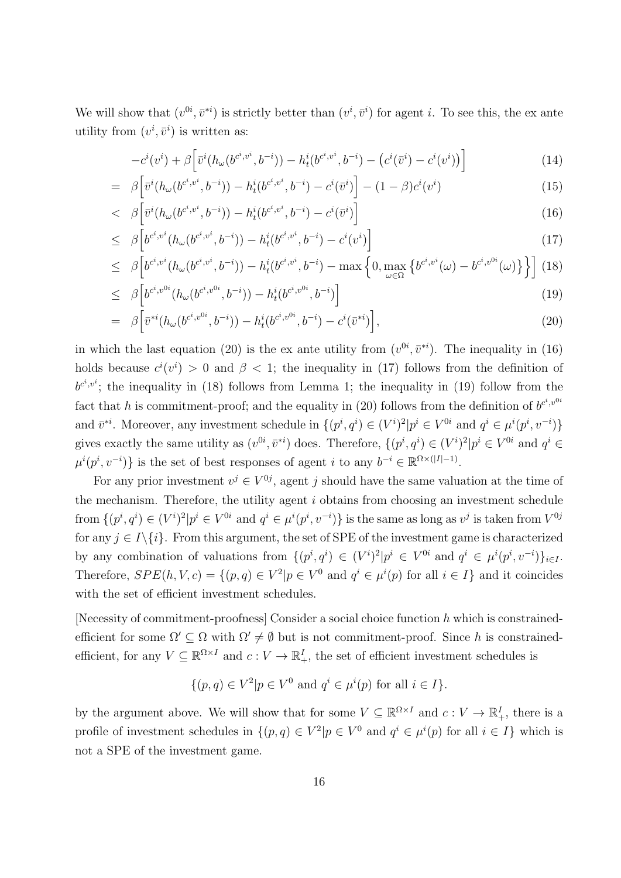We will show that $(v^{0i}, \bar{v}^{*i})$ is strictly better than $(v^i, \bar{v}^i)$ for agent $i$. To see this, the ex ante utility from $(v^i, \bar{v}^i)$ is written as:

$$
\begin{aligned}
& -c^i(v^i) + \beta\Big[\bar{v}^i(h_\omega(b^{c^i,v^i}, b^{-i})) - h^i_t(b^{c^i,v^i}, b^{-i}) - \big(c^i(\bar{v}^i) - c^i(v^i)\big)\Big] && (14)\\
= \;& \beta\Big[\bar{v}^i(h_\omega(b^{c^i,v^i}, b^{-i})) - h^i_t(b^{c^i,v^i}, b^{-i}) - c^i(\bar{v}^i)\Big] - (1-\beta)c^i(v^i) && (15)\\
< \;& \beta\Big[\bar{v}^i(h_\omega(b^{c^i,v^i}, b^{-i})) - h^i_t(b^{c^i,v^i}, b^{-i}) - c^i(\bar{v}^i)\Big] && (16)\\
\leq \;& \beta\Big[b^{c^i,v^i}(h_\omega(b^{c^i,v^i}, b^{-i})) - h^i_t(b^{c^i,v^i}, b^{-i}) - c^i(v^i)\Big] && (17)\\
\leq \;& \beta\Big[b^{c^i,v^i}(h_\omega(b^{c^i,v^i}, b^{-i})) - h^i_t(b^{c^i,v^i}, b^{-i}) - \max\Big\{0, \max_{\omega\in\Omega}\big\{b^{c^i,v^i}(\omega) - b^{c^i,v^{0i}}(\omega)\big\}\Big\}\Big] && (18)\\
\leq \;& \beta\Big[b^{c^i,v^{0i}}(h_\omega(b^{c^i,v^{0i}}, b^{-i})) - h^i_t(b^{c^i,v^{0i}}, b^{-i})\Big] && (19)\\
= \;& \beta\Big[\bar{v}^{*i}(h_\omega(b^{c^i,v^{0i}}, b^{-i})) - h^i_t(b^{c^i,v^{0i}}, b^{-i}) - c^i(\bar{v}^{*i})\Big], && (20)
\end{aligned}
$$

in which the last equation (20) is the ex ante utility from $(v^{0i}, \bar{v}^{*i})$. The inequality in (16) holds because $c^i(v^i) > 0$ and $\beta < 1$; the inequality in (17) follows from the definition of $b^{c^i,v^i}$; the inequality in (18) follows from Lemma 1; the inequality in (19) follow from the fact that $h$ is commitment-proof; and the equality in (20) follows from the definition of $b^{c^i,v^{0i}}$ and $\bar{v}^{*i}$. Moreover, any investment schedule in $\{(p^i, q^i) \in (V^i)^2 | p^i \in V^{0i} \text{ and } q^i \in \mu^i(p^i, v^{-i})\}$ gives exactly the same utility as $(v^{0i}, \bar{v}^{*i})$ does. Therefore, $\{(p^i, q^i) \in (V^i)^2 | p^i \in V^{0i} \text{ and } q^i \in \mu^i(p^i, v^{-i})\}$ is the set of best responses of agent $i$ to any $b^{-i} \in \mathbb{R}^{\Omega\times(|I|-1)}$.

For any prior investment $v^j \in V^{0j}$, agent $j$ should have the same valuation at the time of the mechanism. Therefore, the utility agent $i$ obtains from choosing an investment schedule from $\{(p^i, q^i) \in (V^i)^2 | p^i \in V^{0i} \text{ and } q^i \in \mu^i(p^i, v^{-i})\}$ is the same as long as $v^j$ is taken from $V^{0j}$ for any $j \in I\backslash\{i\}$. From this argument, the set of SPE of the investment game is characterized by any combination of valuations from $\{(p^i, q^i) \in (V^i)^2 | p^i \in V^{0i} \text{ and } q^i \in \mu^i(p^i, v^{-i})\}_{i\in I}$. Therefore, $SPE(h, V, c) = \{(p, q) \in V^2 | p \in V^0 \text{ and } q^i \in \mu^i(p) \text{ for all } i \in I\}$ and it coincides with the set of efficient investment schedules.

[Necessity of commitment-proofness] Consider a social choice function $h$ which is constrained-efficient for some $\Omega' \subseteq \Omega$ with $\Omega' \neq \emptyset$ but is not commitment-proof. Since $h$ is constrained-efficient, for any $V \subseteq \mathbb{R}^{\Omega\times I}$ and $c : V \to \mathbb{R}^I_+$, the set of efficient investment schedules is

$$\{(p, q) \in V^2 | p \in V^0 \text{ and } q^i \in \mu^i(p) \text{ for all } i \in I\}.$$

by the argument above. We will show that for some $V \subseteq \mathbb{R}^{\Omega\times I}$ and $c : V \to \mathbb{R}^I_+$, there is a profile of investment schedules in $\{(p, q) \in V^2 | p \in V^0 \text{ and } q^i \in \mu^i(p) \text{ for all } i \in I\}$ which is not a SPE of the investment game.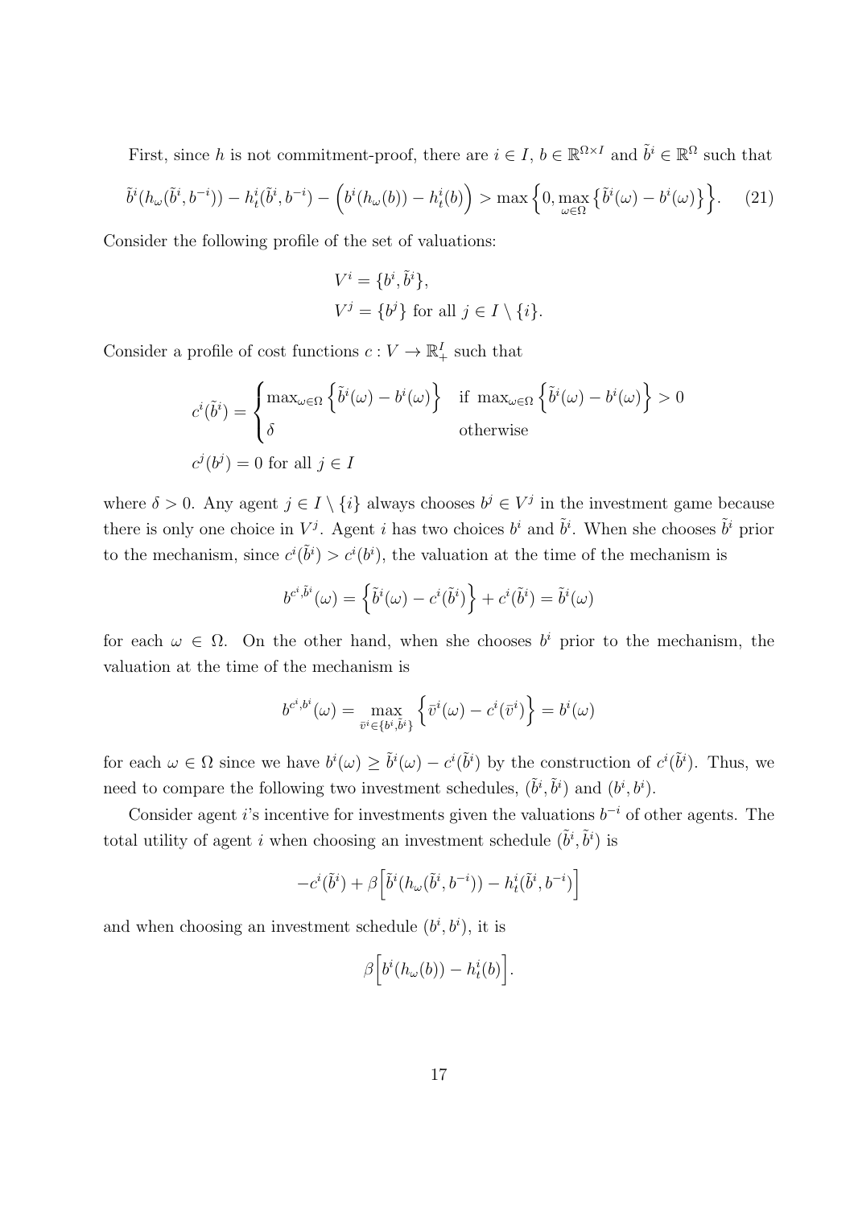First, since $h$ is not commitment-proof, there are $i \in I$, $b \in \mathbb{R}^{\Omega \times I}$ and $\tilde{b}^i \in \mathbb{R}^{\Omega}$ such that

$$\tilde{b}^i(h_\omega(\tilde{b}^i, b^{-i})) - h^i_t(\tilde{b}^i, b^{-i}) - \Big(b^i(h_\omega(b)) - h^i_t(b)\Big) > \max\Big\{0, \max_{\omega \in \Omega}\big\{\tilde{b}^i(\omega) - b^i(\omega)\big\}\Big\}. \quad (21)$$

Consider the following profile of the set of valuations:

$$\begin{aligned} V^i &= \{b^i, \tilde{b}^i\}, \\ V^j &= \{b^j\} \text{ for all } j \in I \setminus \{i\}. \end{aligned}$$

Consider a profile of cost functions $c : V \to \mathbb{R}^I_+$ such that

$$c^i(\tilde{b}^i) = \begin{cases} \max_{\omega \in \Omega}\Big\{\tilde{b}^i(\omega) - b^i(\omega)\Big\} & \text{if } \max_{\omega \in \Omega}\Big\{\tilde{b}^i(\omega) - b^i(\omega)\Big\} > 0 \\ \delta & \text{otherwise} \end{cases}$$

$$c^j(b^j) = 0 \text{ for all } j \in I$$

where $\delta > 0$. Any agent $j \in I \setminus \{i\}$ always chooses $b^j \in V^j$ in the investment game because there is only one choice in $V^j$. Agent $i$ has two choices $b^i$ and $\tilde{b}^i$. When she chooses $\tilde{b}^i$ prior to the mechanism, since $c^i(\tilde{b}^i) > c^i(b^i)$, the valuation at the time of the mechanism is

$$b^{c^i, \tilde{b}^i}(\omega) = \Big\{\tilde{b}^i(\omega) - c^i(\tilde{b}^i)\Big\} + c^i(\tilde{b}^i) = \tilde{b}^i(\omega)$$

for each $\omega \in \Omega$. On the other hand, when she chooses $b^i$ prior to the mechanism, the valuation at the time of the mechanism is

$$b^{c^i, b^i}(\omega) = \max_{\bar{v}^i \in \{b^i, \tilde{b}^i\}}\Big\{\bar{v}^i(\omega) - c^i(\bar{v}^i)\Big\} = b^i(\omega)$$

for each $\omega \in \Omega$ since we have $b^i(\omega) \geq \tilde{b}^i(\omega) - c^i(\tilde{b}^i)$ by the construction of $c^i(\tilde{b}^i)$. Thus, we need to compare the following two investment schedules, $(\tilde{b}^i, \tilde{b}^i)$ and $(b^i, b^i)$.

Consider agent $i$'s incentive for investments given the valuations $b^{-i}$ of other agents. The total utility of agent $i$ when choosing an investment schedule $(\tilde{b}^i, \tilde{b}^i)$ is

$$-c^i(\tilde{b}^i) + \beta\Big[\tilde{b}^i(h_\omega(\tilde{b}^i, b^{-i})) - h^i_t(\tilde{b}^i, b^{-i})\Big]$$

and when choosing an investment schedule $(b^i, b^i)$, it is

$$\beta\Big[b^i(h_\omega(b)) - h^i_t(b)\Big].$$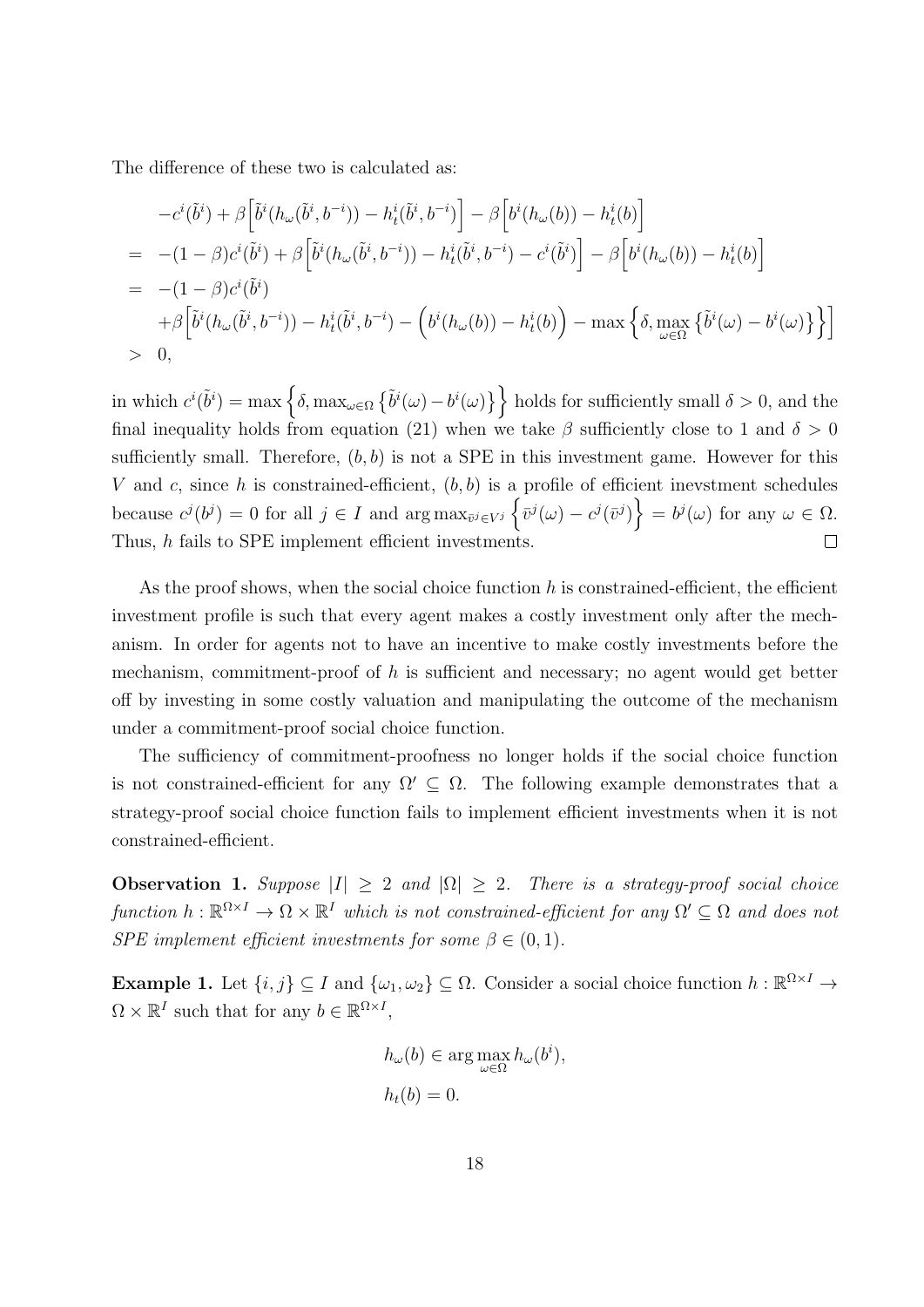The difference of these two is calculated as:

$$
\begin{aligned}
& -c^i(\tilde{b}^i) + \beta\Big[\tilde{b}^i(h_\omega(\tilde{b}^i, b^{-i})) - h_t^i(\tilde{b}^i, b^{-i})\Big] - \beta\Big[b^i(h_\omega(b)) - h_t^i(b)\Big] \\
= \;& -(1-\beta)c^i(\tilde{b}^i) + \beta\Big[\tilde{b}^i(h_\omega(\tilde{b}^i, b^{-i})) - h_t^i(\tilde{b}^i, b^{-i}) - c^i(\tilde{b}^i)\Big] - \beta\Big[b^i(h_\omega(b)) - h_t^i(b)\Big] \\
= \;& -(1-\beta)c^i(\tilde{b}^i) \\
& +\beta\Big[\tilde{b}^i(h_\omega(\tilde{b}^i, b^{-i})) - h_t^i(\tilde{b}^i, b^{-i}) - \Big(b^i(h_\omega(b)) - h_t^i(b)\Big) - \max\Big\{\delta, \max_{\omega\in\Omega}\big\{\tilde{b}^i(\omega) - b^i(\omega)\big\}\Big\}\Big] \\
> \;& 0,
\end{aligned}
$$

in which $c^i(\tilde{b}^i) = \max\Big\{\delta, \max_{\omega\in\Omega}\big\{\tilde{b}^i(\omega) - b^i(\omega)\big\}\Big\}$ holds for sufficiently small $\delta > 0$, and the final inequality holds from equation (21) when we take $\beta$ sufficiently close to 1 and $\delta > 0$ sufficiently small. Therefore, $(b, b)$ is not a SPE in this investment game. However for this $V$ and $c$, since $h$ is constrained-efficient, $(b, b)$ is a profile of efficient inevstment schedules because $c^j(b^j) = 0$ for all $j \in I$ and $\arg\max_{\bar{v}^j\in V^j}\Big\{\bar{v}^j(\omega) - c^j(\bar{v}^j)\Big\} = b^j(\omega)$ for any $\omega \in \Omega$. Thus, $h$ fails to SPE implement efficient investments. $\square$

As the proof shows, when the social choice function $h$ is constrained-efficient, the efficient investment profile is such that every agent makes a costly investment only after the mechanism. In order for agents not to have an incentive to make costly investments before the mechanism, commitment-proof of $h$ is sufficient and necessary; no agent would get better off by investing in some costly valuation and manipulating the outcome of the mechanism under a commitment-proof social choice function.

The sufficiency of commitment-proofness no longer holds if the social choice function is not constrained-efficient for any $\Omega' \subseteq \Omega$. The following example demonstrates that a strategy-proof social choice function fails to implement efficient investments when it is not constrained-efficient.

**Observation 1.** *Suppose $|I| \geq 2$ and $|\Omega| \geq 2$. There is a strategy-proof social choice function $h : \mathbb{R}^{\Omega\times I} \to \Omega \times \mathbb{R}^I$ which is not constrained-efficient for any $\Omega' \subseteq \Omega$ and does not SPE implement efficient investments for some $\beta \in (0, 1)$.*

**Example 1.** Let $\{i, j\} \subseteq I$ and $\{\omega_1, \omega_2\} \subseteq \Omega$. Consider a social choice function $h : \mathbb{R}^{\Omega\times I} \to \Omega \times \mathbb{R}^I$ such that for any $b \in \mathbb{R}^{\Omega\times I}$,

$$
\begin{aligned}
& h_\omega(b) \in \arg\max_{\omega\in\Omega} h_\omega(b^i), \\
& h_t(b) = 0.
\end{aligned}
$$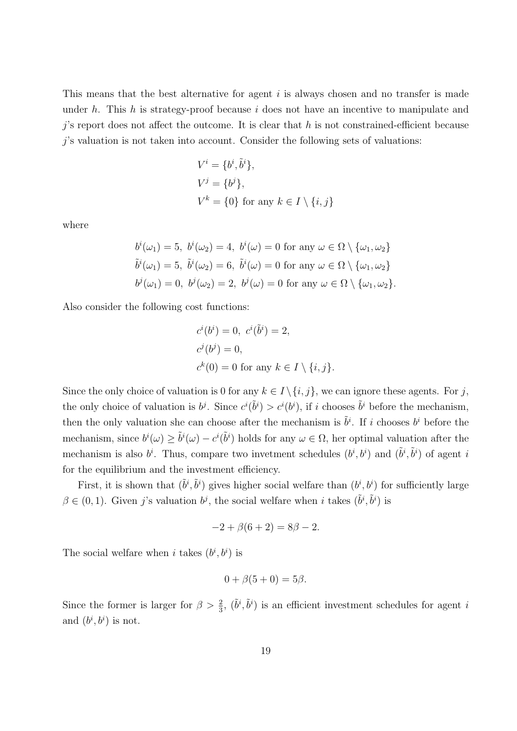This means that the best alternative for agent $i$ is always chosen and no transfer is made under $h$. This $h$ is strategy-proof because $i$ does not have an incentive to manipulate and $j$'s report does not affect the outcome. It is clear that $h$ is not constrained-efficient because $j$'s valuation is not taken into account. Consider the following sets of valuations:

$$
\begin{aligned}
&V^i = \{b^i, \tilde{b}^i\}, \\
&V^j = \{b^j\}, \\
&V^k = \{0\} \text{ for any } k \in I \setminus \{i, j\}
\end{aligned}
$$

where

$$
\begin{aligned}
&b^i(\omega_1) = 5,\ b^i(\omega_2) = 4,\ b^i(\omega) = 0 \text{ for any } \omega \in \Omega \setminus \{\omega_1, \omega_2\} \\
&\tilde{b}^i(\omega_1) = 5,\ \tilde{b}^i(\omega_2) = 6,\ \tilde{b}^i(\omega) = 0 \text{ for any } \omega \in \Omega \setminus \{\omega_1, \omega_2\} \\
&b^j(\omega_1) = 0,\ b^j(\omega_2) = 2,\ b^j(\omega) = 0 \text{ for any } \omega \in \Omega \setminus \{\omega_1, \omega_2\}.
\end{aligned}
$$

Also consider the following cost functions:

$$
\begin{aligned}
&c^i(b^i) = 0,\ c^i(\tilde{b}^i) = 2, \\
&c^j(b^j) = 0, \\
&c^k(0) = 0 \text{ for any } k \in I \setminus \{i, j\}.
\end{aligned}
$$

Since the only choice of valuation is 0 for any $k \in I \setminus \{i, j\}$, we can ignore these agents. For $j$, the only choice of valuation is $b^j$. Since $c^i(\tilde{b}^i) > c^i(b^i)$, if $i$ chooses $\tilde{b}^i$ before the mechanism, then the only valuation she can choose after the mechanism is $\tilde{b}^i$. If $i$ chooses $b^i$ before the mechanism, since $b^i(\omega) \geq \tilde{b}^i(\omega) - c^i(\tilde{b}^i)$ holds for any $\omega \in \Omega$, her optimal valuation after the mechanism is also $b^i$. Thus, compare two invetment schedules $(b^i, b^i)$ and $(\tilde{b}^i, \tilde{b}^i)$ of agent $i$ for the equilibrium and the investment efficiency.

First, it is shown that $(\tilde{b}^i, \tilde{b}^i)$ gives higher social welfare than $(b^i, b^i)$ for sufficiently large $\beta \in (0, 1)$. Given $j$'s valuation $b^j$, the social welfare when $i$ takes $(\tilde{b}^i, \tilde{b}^i)$ is

$$
-2 + \beta(6 + 2) = 8\beta - 2.
$$

The social welfare when $i$ takes $(b^i, b^i)$ is

$$
0 + \beta(5 + 0) = 5\beta.
$$

Since the former is larger for $\beta > \frac{2}{3}$, $(\tilde{b}^i, \tilde{b}^i)$ is an efficient investment schedules for agent $i$ and $(b^i, b^i)$ is not.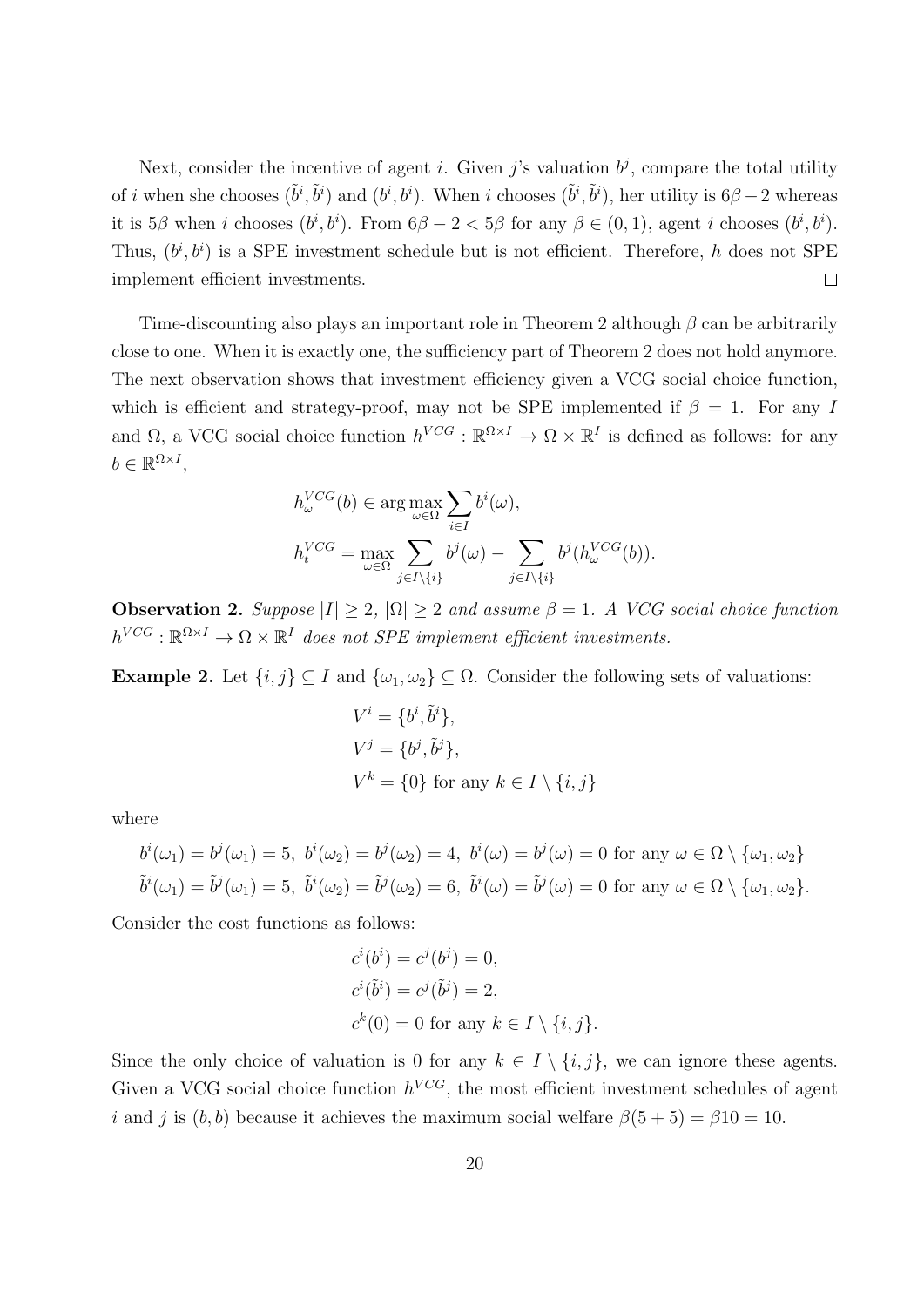Next, consider the incentive of agent $i$. Given $j$'s valuation $b^j$, compare the total utility of $i$ when she chooses $(\tilde{b}^i, \tilde{b}^i)$ and $(b^i, b^i)$. When $i$ chooses $(\tilde{b}^i, \tilde{b}^i)$, her utility is $6\beta - 2$ whereas it is $5\beta$ when $i$ chooses $(b^i, b^i)$. From $6\beta - 2 < 5\beta$ for any $\beta \in (0, 1)$, agent $i$ chooses $(b^i, b^i)$. Thus, $(b^i, b^i)$ is a SPE investment schedule but is not efficient. Therefore, $h$ does not SPE implement efficient investments. $\square$

Time-discounting also plays an important role in Theorem 2 although $\beta$ can be arbitrarily close to one. When it is exactly one, the sufficiency part of Theorem 2 does not hold anymore. The next observation shows that investment efficiency given a VCG social choice function, which is efficient and strategy-proof, may not be SPE implemented if $\beta = 1$. For any $I$ and $\Omega$, a VCG social choice function $h^{VCG} : \mathbb{R}^{\Omega \times I} \to \Omega \times \mathbb{R}^I$ is defined as follows: for any $b \in \mathbb{R}^{\Omega \times I}$,

$$h_\omega^{VCG}(b) \in \arg\max_{\omega \in \Omega} \sum_{i \in I} b^i(\omega),$$

$$h_t^{VCG} = \max_{\omega \in \Omega} \sum_{j \in I \setminus \{i\}} b^j(\omega) - \sum_{j \in I \setminus \{i\}} b^j(h_\omega^{VCG}(b)).$$

**Observation 2.** *Suppose $|I| \geq 2$, $|\Omega| \geq 2$ and assume $\beta = 1$. A VCG social choice function $h^{VCG} : \mathbb{R}^{\Omega \times I} \to \Omega \times \mathbb{R}^I$ does not SPE implement efficient investments.*

**Example 2.** Let $\{i, j\} \subseteq I$ and $\{\omega_1, \omega_2\} \subseteq \Omega$. Consider the following sets of valuations:

$$V^i = \{b^i, \tilde{b}^i\},$$
$$V^j = \{b^j, \tilde{b}^j\},$$
$$V^k = \{0\} \text{ for any } k \in I \setminus \{i, j\}$$

where

$$b^i(\omega_1) = b^j(\omega_1) = 5,\ b^i(\omega_2) = b^j(\omega_2) = 4,\ b^i(\omega) = b^j(\omega) = 0 \text{ for any } \omega \in \Omega \setminus \{\omega_1, \omega_2\}$$
$$\tilde{b}^i(\omega_1) = \tilde{b}^j(\omega_1) = 5,\ \tilde{b}^i(\omega_2) = \tilde{b}^j(\omega_2) = 6,\ \tilde{b}^i(\omega) = \tilde{b}^j(\omega) = 0 \text{ for any } \omega \in \Omega \setminus \{\omega_1, \omega_2\}.$$

Consider the cost functions as follows:

$$c^i(b^i) = c^j(b^j) = 0,$$
$$c^i(\tilde{b}^i) = c^j(\tilde{b}^j) = 2,$$
$$c^k(0) = 0 \text{ for any } k \in I \setminus \{i, j\}.$$

Since the only choice of valuation is 0 for any $k \in I \setminus \{i, j\}$, we can ignore these agents. Given a VCG social choice function $h^{VCG}$, the most efficient investment schedules of agent $i$ and $j$ is $(b, b)$ because it achieves the maximum social welfare $\beta(5 + 5) = \beta 10 = 10$.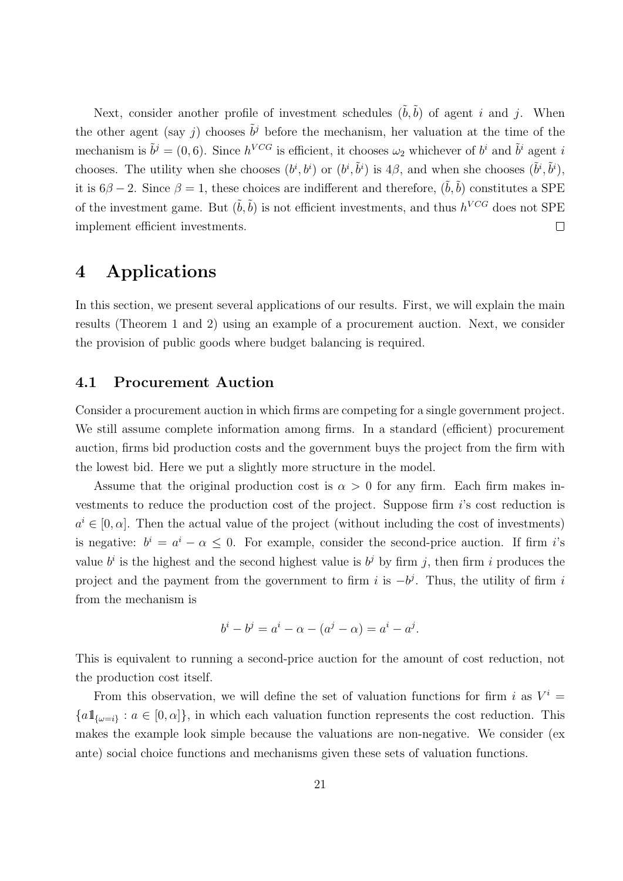Next, consider another profile of investment schedules $(\tilde{b}, \tilde{b})$ of agent $i$ and $j$. When the other agent (say $j$) chooses $\tilde{b}^j$ before the mechanism, her valuation at the time of the mechanism is $\tilde{b}^j = (0, 6)$. Since $h^{VCG}$ is efficient, it chooses $\omega_2$ whichever of $b^i$ and $\tilde{b}^i$ agent $i$ chooses. The utility when she chooses $(b^i, b^i)$ or $(b^i, \tilde{b}^i)$ is $4\beta$, and when she chooses $(\tilde{b}^i, \tilde{b}^i)$, it is $6\beta - 2$. Since $\beta = 1$, these choices are indifferent and therefore, $(\tilde{b}, \tilde{b})$ constitutes a SPE of the investment game. But $(\tilde{b}, \tilde{b})$ is not efficient investments, and thus $h^{VCG}$ does not SPE implement efficient investments. $\square$

# 4 Applications

In this section, we present several applications of our results. First, we will explain the main results (Theorem 1 and 2) using an example of a procurement auction. Next, we consider the provision of public goods where budget balancing is required.

## 4.1 Procurement Auction

Consider a procurement auction in which firms are competing for a single government project. We still assume complete information among firms. In a standard (efficient) procurement auction, firms bid production costs and the government buys the project from the firm with the lowest bid. Here we put a slightly more structure in the model.

Assume that the original production cost is $\alpha > 0$ for any firm. Each firm makes investments to reduce the production cost of the project. Suppose firm $i$'s cost reduction is $a^i \in [0, \alpha]$. Then the actual value of the project (without including the cost of investments) is negative: $b^i = a^i - \alpha \leq 0$. For example, consider the second-price auction. If firm $i$'s value $b^i$ is the highest and the second highest value is $b^j$ by firm $j$, then firm $i$ produces the project and the payment from the government to firm $i$ is $-b^j$. Thus, the utility of firm $i$ from the mechanism is

$$b^i - b^j = a^i - \alpha - (a^j - \alpha) = a^i - a^j.$$

This is equivalent to running a second-price auction for the amount of cost reduction, not the production cost itself.

From this observation, we will define the set of valuation functions for firm $i$ as $V^i = \{a\mathbb{1}_{\{\omega=i\}} : a \in [0, \alpha]\}$, in which each valuation function represents the cost reduction. This makes the example look simple because the valuations are non-negative. We consider (ex ante) social choice functions and mechanisms given these sets of valuation functions.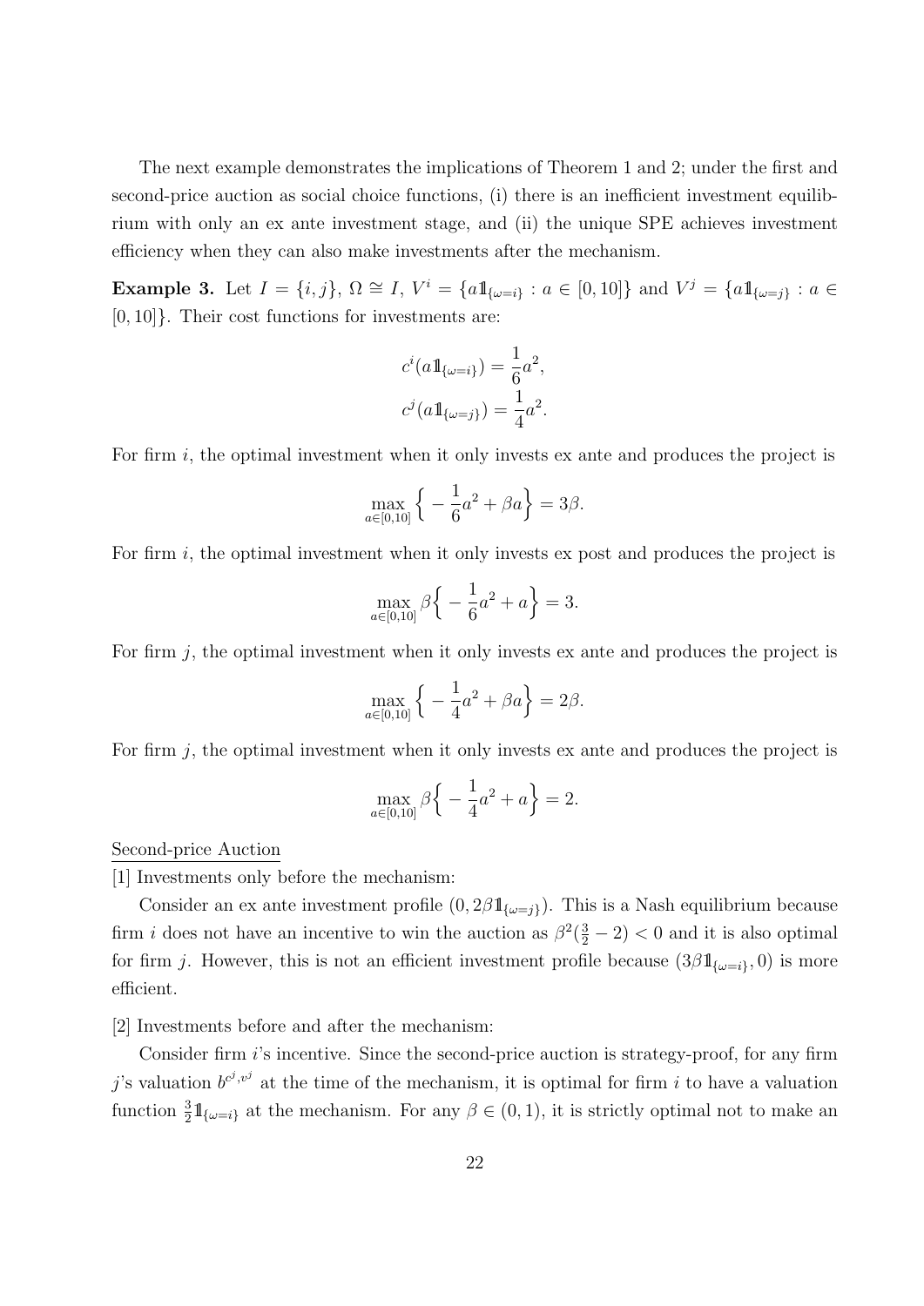The next example demonstrates the implications of Theorem 1 and 2; under the first and second-price auction as social choice functions, (i) there is an inefficient investment equilibrium with only an ex ante investment stage, and (ii) the unique SPE achieves investment efficiency when they can also make investments after the mechanism.

**Example 3.** Let $I = \{i, j\}$, $\Omega \cong I$, $V^i = \{a\mathbb{1}_{\{\omega=i\}} : a \in [0, 10]\}$ and $V^j = \{a\mathbb{1}_{\{\omega=j\}} : a \in [0, 10]\}$. Their cost functions for investments are:

$$c^i(a\mathbb{1}_{\{\omega=i\}}) = \frac{1}{6}a^2,$$
$$c^j(a\mathbb{1}_{\{\omega=j\}}) = \frac{1}{4}a^2.$$

For firm $i$, the optimal investment when it only invests ex ante and produces the project is

$$\max_{a\in[0,10]} \Big\{ -\frac{1}{6}a^2 + \beta a \Big\} = 3\beta.$$

For firm $i$, the optimal investment when it only invests ex post and produces the project is

$$\max_{a\in[0,10]} \beta \Big\{ -\frac{1}{6}a^2 + a \Big\} = 3.$$

For firm $j$, the optimal investment when it only invests ex ante and produces the project is

$$\max_{a\in[0,10]} \Big\{ -\frac{1}{4}a^2 + \beta a \Big\} = 2\beta.$$

For firm $j$, the optimal investment when it only invests ex ante and produces the project is

$$\max_{a\in[0,10]} \beta \Big\{ -\frac{1}{4}a^2 + a \Big\} = 2.$$

<u>Second-price Auction</u>

[1] Investments only before the mechanism:

Consider an ex ante investment profile $(0, 2\beta\mathbb{1}_{\{\omega=j\}})$. This is a Nash equilibrium because firm $i$ does not have an incentive to win the auction as $\beta^2(\frac{3}{2} - 2) < 0$ and it is also optimal for firm $j$. However, this is not an efficient investment profile because $(3\beta\mathbb{1}_{\{\omega=i\}}, 0)$ is more efficient.

[2] Investments before and after the mechanism:

Consider firm $i$'s incentive. Since the second-price auction is strategy-proof, for any firm $j$'s valuation $b^{c^j,v^j}$ at the time of the mechanism, it is optimal for firm $i$ to have a valuation function $\frac{3}{2}\mathbb{1}_{\{\omega=i\}}$ at the mechanism. For any $\beta \in (0, 1)$, it is strictly optimal not to make an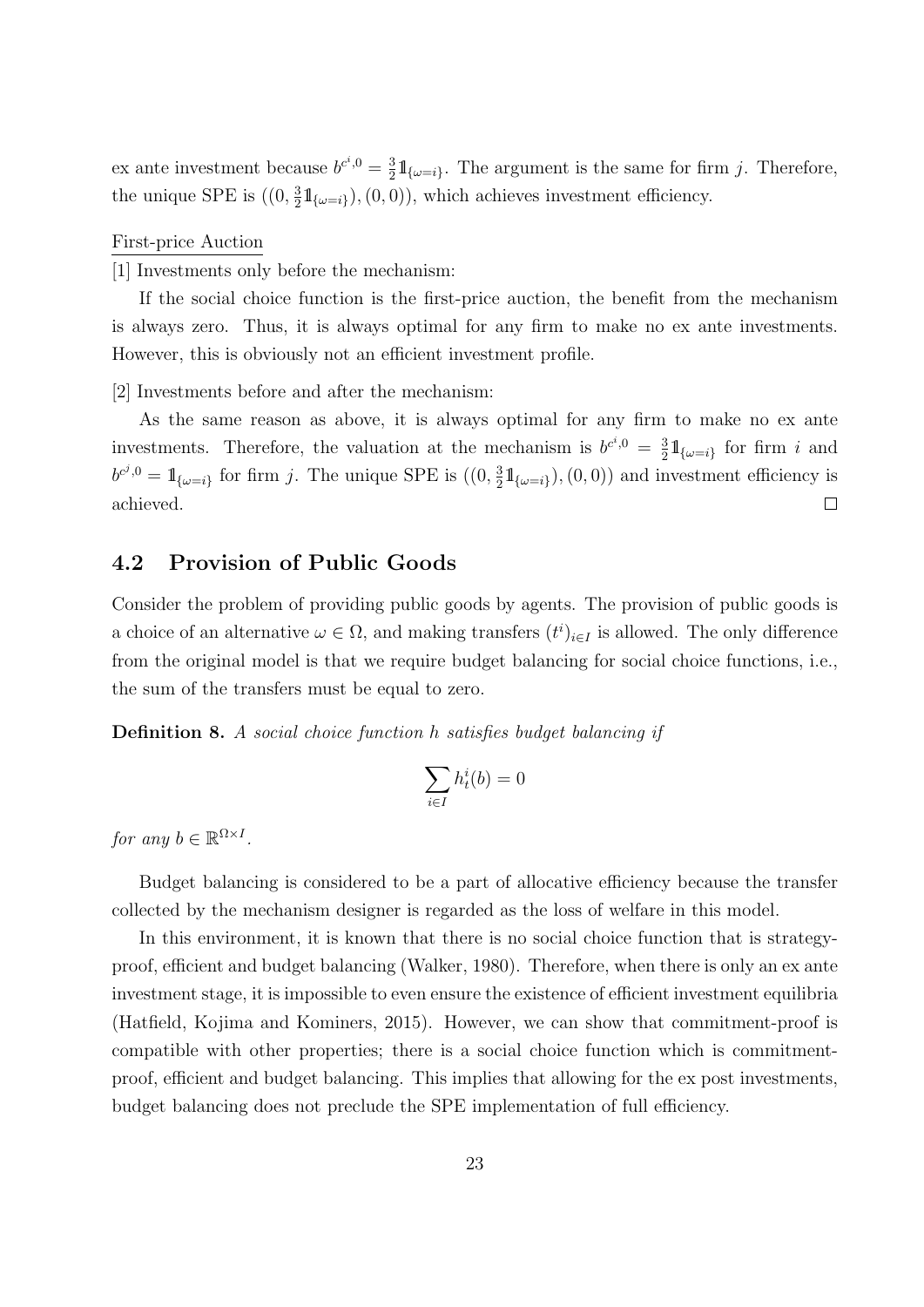ex ante investment because $b^{c^i,0} = \frac{3}{2}\mathbb{1}_{\{\omega=i\}}$. The argument is the same for firm $j$. Therefore, the unique SPE is $((0, \frac{3}{2}\mathbb{1}_{\{\omega=i\}}), (0, 0))$, which achieves investment efficiency.

First-price Auction

[1] Investments only before the mechanism:

If the social choice function is the first-price auction, the benefit from the mechanism is always zero. Thus, it is always optimal for any firm to make no ex ante investments. However, this is obviously not an efficient investment profile.

[2] Investments before and after the mechanism:

As the same reason as above, it is always optimal for any firm to make no ex ante investments. Therefore, the valuation at the mechanism is $b^{c^i,0} = \frac{3}{2}\mathbb{1}_{\{\omega=i\}}$ for firm $i$ and $b^{c^j,0} = \mathbb{1}_{\{\omega=i\}}$ for firm $j$. The unique SPE is $((0, \frac{3}{2}\mathbb{1}_{\{\omega=i\}}), (0, 0))$ and investment efficiency is achieved. □

## 4.2 Provision of Public Goods

Consider the problem of providing public goods by agents. The provision of public goods is a choice of an alternative $\omega \in \Omega$, and making transfers $(t^i)_{i\in I}$ is allowed. The only difference from the original model is that we require budget balancing for social choice functions, i.e., the sum of the transfers must be equal to zero.

**Definition 8.** *A social choice function $h$ satisfies budget balancing if*

$$\sum_{i\in I} h_t^i(b) = 0$$

*for any $b \in \mathbb{R}^{\Omega\times I}$.*

Budget balancing is considered to be a part of allocative efficiency because the transfer collected by the mechanism designer is regarded as the loss of welfare in this model.

In this environment, it is known that there is no social choice function that is strategy-proof, efficient and budget balancing (Walker, 1980). Therefore, when there is only an ex ante investment stage, it is impossible to even ensure the existence of efficient investment equilibria (Hatfield, Kojima and Kominers, 2015). However, we can show that commitment-proof is compatible with other properties; there is a social choice function which is commitment-proof, efficient and budget balancing. This implies that allowing for the ex post investments, budget balancing does not preclude the SPE implementation of full efficiency.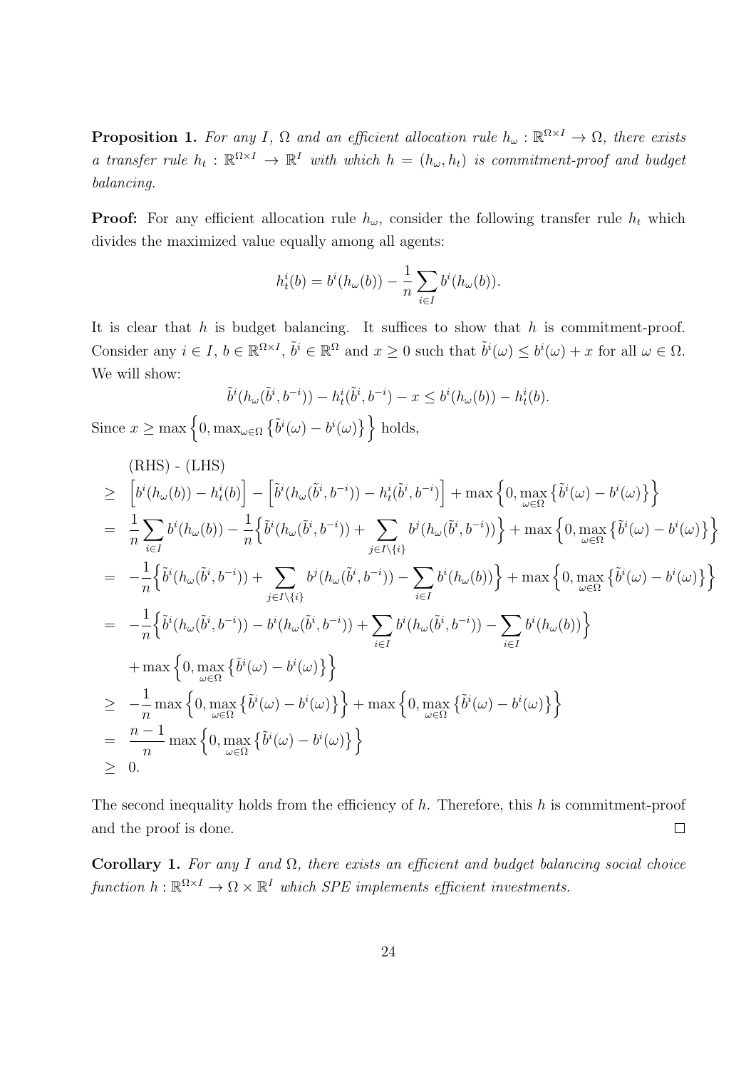**Proposition 1.** *For any $I$, $\Omega$ and an efficient allocation rule $h_\omega : \mathbb{R}^{\Omega \times I} \to \Omega$, there exists a transfer rule $h_t : \mathbb{R}^{\Omega \times I} \to \mathbb{R}^I$ with which $h = (h_\omega, h_t)$ is commitment-proof and budget balancing.*

**Proof:** For any efficient allocation rule $h_\omega$, consider the following transfer rule $h_t$ which divides the maximized value equally among all agents:

$$h_t^i(b) = b^i(h_\omega(b)) - \frac{1}{n}\sum_{i \in I} b^i(h_\omega(b)).$$

It is clear that $h$ is budget balancing. It suffices to show that $h$ is commitment-proof. Consider any $i \in I$, $b \in \mathbb{R}^{\Omega \times I}$, $\tilde{b}^i \in \mathbb{R}^\Omega$ and $x \geq 0$ such that $\tilde{b}^i(\omega) \leq b^i(\omega) + x$ for all $\omega \in \Omega$. We will show:

$$\tilde{b}^i(h_\omega(\tilde{b}^i, b^{-i})) - h_t^i(\tilde{b}^i, b^{-i}) - x \leq b^i(h_\omega(b)) - h_t^i(b).$$

Since $x \geq \max\left\{0, \max_{\omega \in \Omega}\left\{\tilde{b}^i(\omega) - b^i(\omega)\right\}\right\}$ holds,

$$\begin{aligned}
& \text{(RHS) - (LHS)} \\
\geq\ & \left[b^i(h_\omega(b)) - h_t^i(b)\right] - \left[\tilde{b}^i(h_\omega(\tilde{b}^i, b^{-i})) - h_t^i(\tilde{b}^i, b^{-i})\right] + \max\left\{0, \max_{\omega \in \Omega}\left\{\tilde{b}^i(\omega) - b^i(\omega)\right\}\right\} \\
=\ & \frac{1}{n}\sum_{i \in I} b^i(h_\omega(b)) - \frac{1}{n}\Big\{\tilde{b}^i(h_\omega(\tilde{b}^i, b^{-i})) + \sum_{j \in I \setminus \{i\}} b^j(h_\omega(\tilde{b}^i, b^{-i}))\Big\} + \max\left\{0, \max_{\omega \in \Omega}\left\{\tilde{b}^i(\omega) - b^i(\omega)\right\}\right\} \\
=\ & -\frac{1}{n}\Big\{\tilde{b}^i(h_\omega(\tilde{b}^i, b^{-i})) + \sum_{j \in I \setminus \{i\}} b^j(h_\omega(\tilde{b}^i, b^{-i})) - \sum_{i \in I} b^i(h_\omega(b))\Big\} + \max\left\{0, \max_{\omega \in \Omega}\left\{\tilde{b}^i(\omega) - b^i(\omega)\right\}\right\} \\
=\ & -\frac{1}{n}\Big\{\tilde{b}^i(h_\omega(\tilde{b}^i, b^{-i})) - b^i(h_\omega(\tilde{b}^i, b^{-i})) + \sum_{i \in I} b^i(h_\omega(\tilde{b}^i, b^{-i})) - \sum_{i \in I} b^i(h_\omega(b))\Big\} \\
& + \max\left\{0, \max_{\omega \in \Omega}\left\{\tilde{b}^i(\omega) - b^i(\omega)\right\}\right\} \\
\geq\ & -\frac{1}{n}\max\left\{0, \max_{\omega \in \Omega}\left\{\tilde{b}^i(\omega) - b^i(\omega)\right\}\right\} + \max\left\{0, \max_{\omega \in \Omega}\left\{\tilde{b}^i(\omega) - b^i(\omega)\right\}\right\} \\
=\ & \frac{n-1}{n}\max\left\{0, \max_{\omega \in \Omega}\left\{\tilde{b}^i(\omega) - b^i(\omega)\right\}\right\} \\
\geq\ & 0.
\end{aligned}$$

The second inequality holds from the efficiency of $h$. Therefore, this $h$ is commitment-proof and the proof is done. $\square$

**Corollary 1.** *For any $I$ and $\Omega$, there exists an efficient and budget balancing social choice function $h : \mathbb{R}^{\Omega \times I} \to \Omega \times \mathbb{R}^I$ which SPE implements efficient investments.*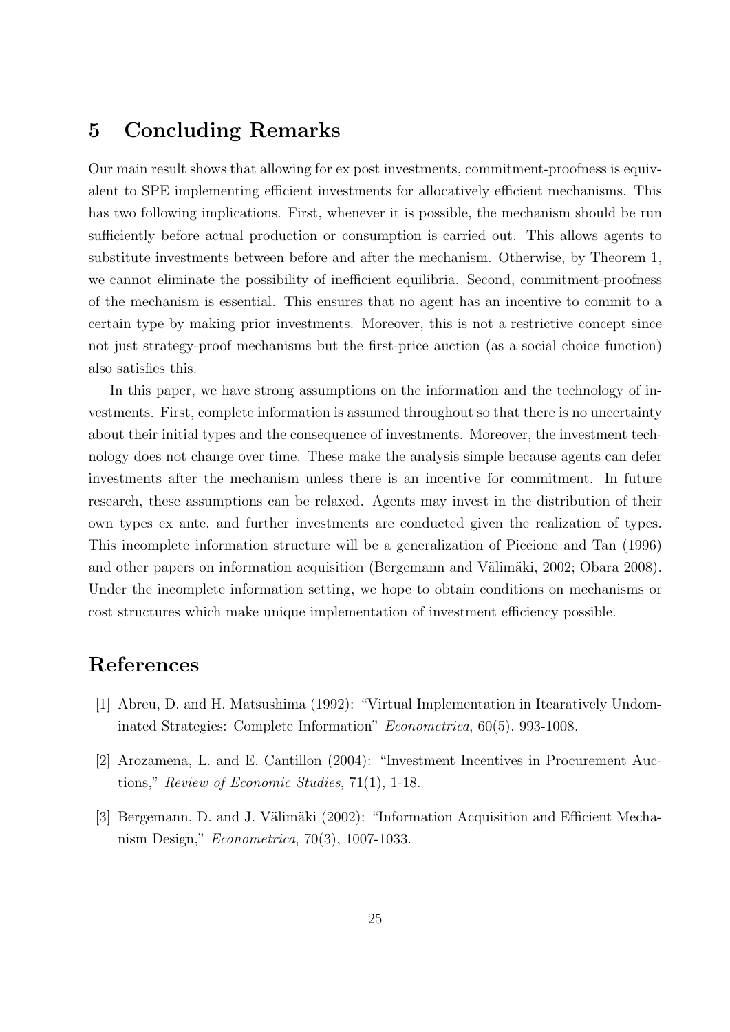## 5 Concluding Remarks

Our main result shows that allowing for ex post investments, commitment-proofness is equivalent to SPE implementing efficient investments for allocatively efficient mechanisms. This has two following implications. First, whenever it is possible, the mechanism should be run sufficiently before actual production or consumption is carried out. This allows agents to substitute investments between before and after the mechanism. Otherwise, by Theorem 1, we cannot eliminate the possibility of inefficient equilibria. Second, commitment-proofness of the mechanism is essential. This ensures that no agent has an incentive to commit to a certain type by making prior investments. Moreover, this is not a restrictive concept since not just strategy-proof mechanisms but the first-price auction (as a social choice function) also satisfies this.

In this paper, we have strong assumptions on the information and the technology of investments. First, complete information is assumed throughout so that there is no uncertainty about their initial types and the consequence of investments. Moreover, the investment technology does not change over time. These make the analysis simple because agents can defer investments after the mechanism unless there is an incentive for commitment. In future research, these assumptions can be relaxed. Agents may invest in the distribution of their own types ex ante, and further investments are conducted given the realization of types. This incomplete information structure will be a generalization of Piccione and Tan (1996) and other papers on information acquisition (Bergemann and Välimäki, 2002; Obara 2008). Under the incomplete information setting, we hope to obtain conditions on mechanisms or cost structures which make unique implementation of investment efficiency possible.

## References

[1] Abreu, D. and H. Matsushima (1992): "Virtual Implementation in Itearatively Undominated Strategies: Complete Information" *Econometrica*, 60(5), 993-1008.

[2] Arozamena, L. and E. Cantillon (2004): "Investment Incentives in Procurement Auctions," *Review of Economic Studies*, 71(1), 1-18.

[3] Bergemann, D. and J. Välimäki (2002): "Information Acquisition and Efficient Mechanism Design," *Econometrica*, 70(3), 1007-1033.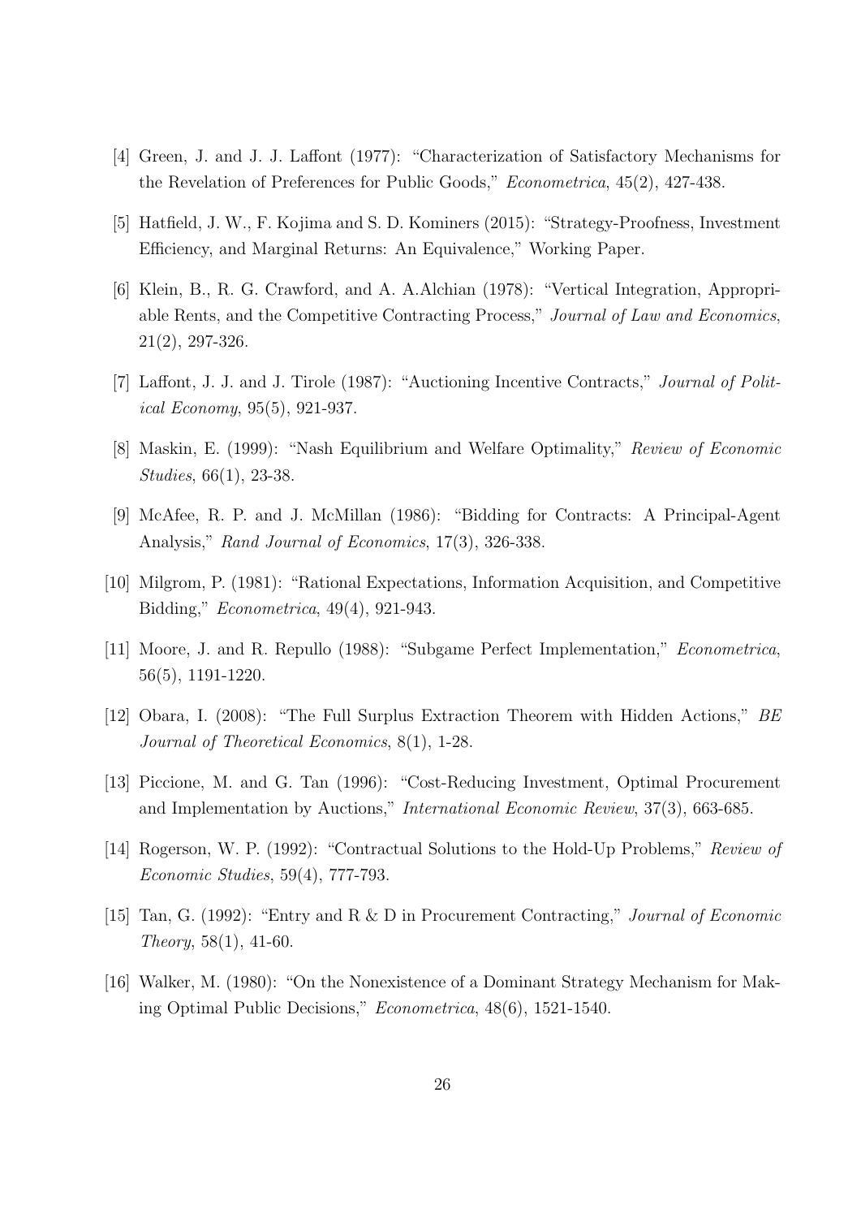[4] Green, J. and J. J. Laffont (1977): "Characterization of Satisfactory Mechanisms for the Revelation of Preferences for Public Goods," *Econometrica*, 45(2), 427-438.

[5] Hatfield, J. W., F. Kojima and S. D. Kominers (2015): "Strategy-Proofness, Investment Efficiency, and Marginal Returns: An Equivalence," Working Paper.

[6] Klein, B., R. G. Crawford, and A. A.Alchian (1978): "Vertical Integration, Appropriable Rents, and the Competitive Contracting Process," *Journal of Law and Economics*, 21(2), 297-326.

[7] Laffont, J. J. and J. Tirole (1987): "Auctioning Incentive Contracts," *Journal of Political Economy*, 95(5), 921-937.

[8] Maskin, E. (1999): "Nash Equilibrium and Welfare Optimality," *Review of Economic Studies*, 66(1), 23-38.

[9] McAfee, R. P. and J. McMillan (1986): "Bidding for Contracts: A Principal-Agent Analysis," *Rand Journal of Economics*, 17(3), 326-338.

[10] Milgrom, P. (1981): "Rational Expectations, Information Acquisition, and Competitive Bidding," *Econometrica*, 49(4), 921-943.

[11] Moore, J. and R. Repullo (1988): "Subgame Perfect Implementation," *Econometrica*, 56(5), 1191-1220.

[12] Obara, I. (2008): "The Full Surplus Extraction Theorem with Hidden Actions," *BE Journal of Theoretical Economics*, 8(1), 1-28.

[13] Piccione, M. and G. Tan (1996): "Cost-Reducing Investment, Optimal Procurement and Implementation by Auctions," *International Economic Review*, 37(3), 663-685.

[14] Rogerson, W. P. (1992): "Contractual Solutions to the Hold-Up Problems," *Review of Economic Studies*, 59(4), 777-793.

[15] Tan, G. (1992): "Entry and R & D in Procurement Contracting," *Journal of Economic Theory*, 58(1), 41-60.

[16] Walker, M. (1980): "On the Nonexistence of a Dominant Strategy Mechanism for Making Optimal Public Decisions," *Econometrica*, 48(6), 1521-1540.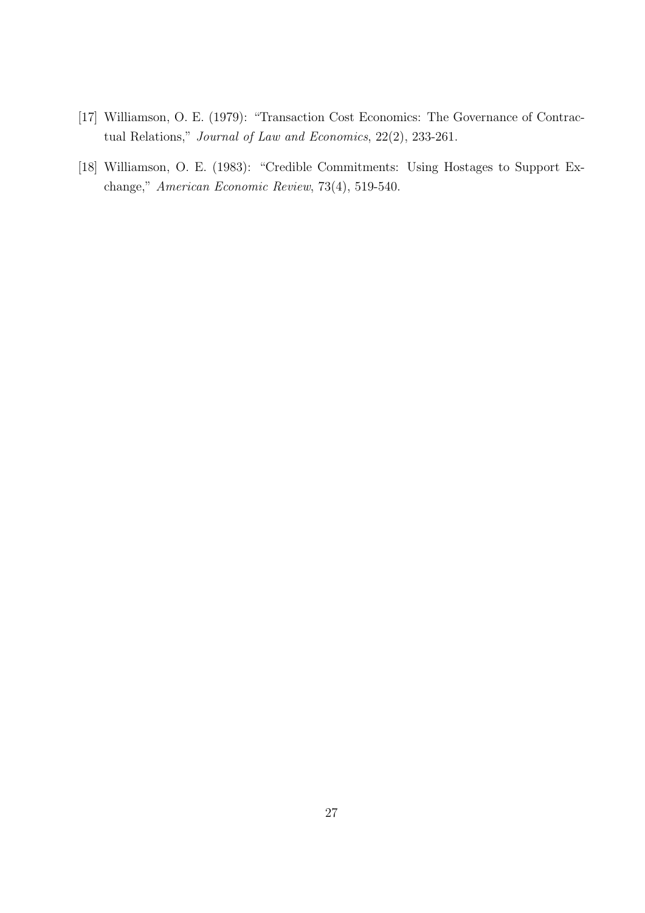[17] Williamson, O. E. (1979): "Transaction Cost Economics: The Governance of Contractual Relations," *Journal of Law and Economics*, 22(2), 233-261.

[18] Williamson, O. E. (1983): "Credible Commitments: Using Hostages to Support Exchange," *American Economic Review*, 73(4), 519-540.